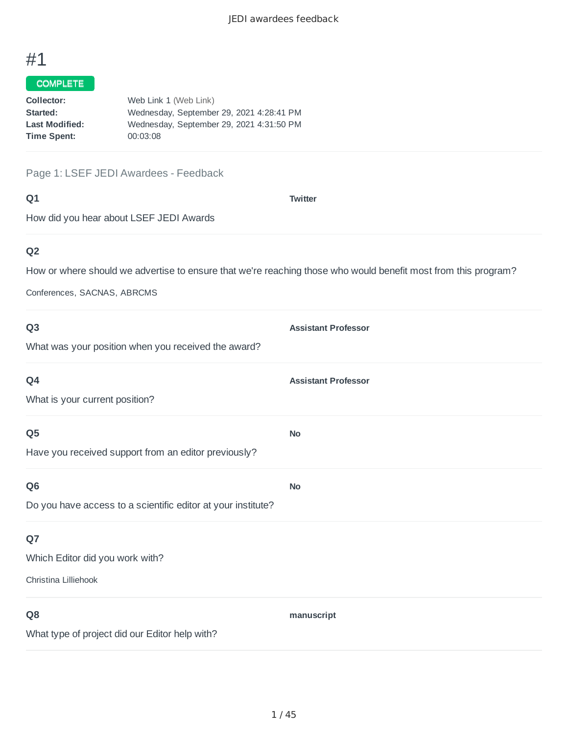# #1

**COMPLETE**

**Collector:** Web Link 1 (Web Link)
**Started:** Wednesday, September 29, 2021 4:28:41 PM
**Last Modified:** Wednesday, September 29, 2021 4:31:50 PM
**Time Spent:** 00:03:08

## Page 1: LSEF JEDI Awardees - Feedback

### Q1

How did you hear about LSEF JEDI Awards

**Twitter**

### Q2

How or where should we advertise to ensure that we're reaching those who would benefit most from this program?

Conferences, SACNAS, ABRCMS

### Q3

What was your position when you received the award?

**Assistant Professor**

### Q4

What is your current position?

**Assistant Professor**

### Q5

Have you received support from an editor previously?

**No**

### Q6

Do you have access to a scientific editor at your institute?

**No**

### Q7

Which Editor did you work with?

Christina Lilliehook

### Q8

What type of project did our Editor help with?

**manuscript**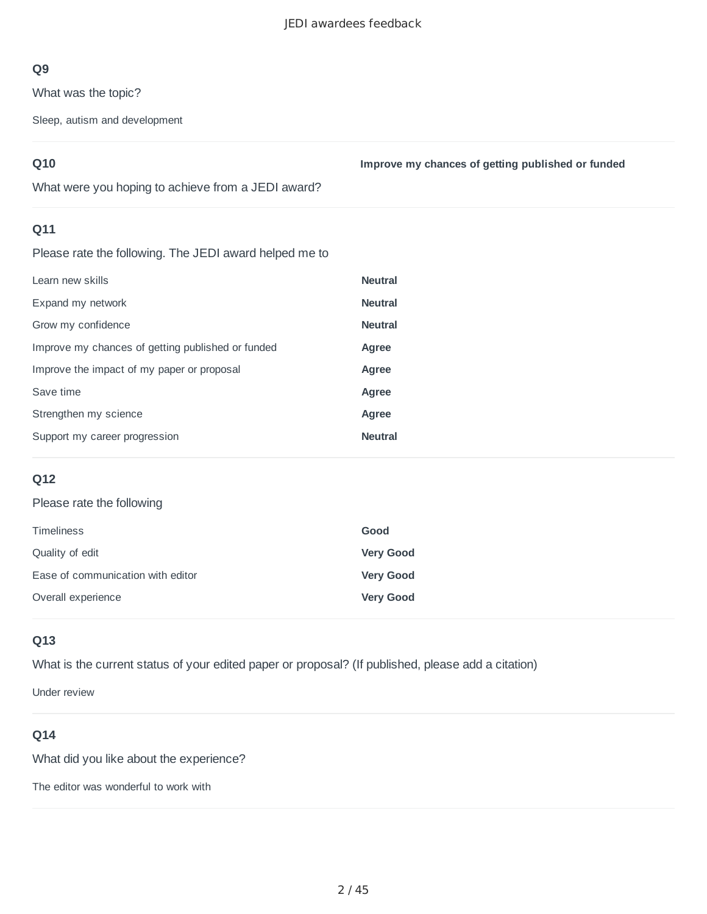### Q9

What was the topic?

Sleep, autism and development

### Q10

What were you hoping to achieve from a JEDI award?

**Improve my chances of getting published or funded**

### Q11

Please rate the following. The JEDI award helped me to

| | |
|---|---|
| Learn new skills | **Neutral** |
| Expand my network | **Neutral** |
| Grow my confidence | **Neutral** |
| Improve my chances of getting published or funded | **Agree** |
| Improve the impact of my paper or proposal | **Agree** |
| Save time | **Agree** |
| Strengthen my science | **Agree** |
| Support my career progression | **Neutral** |

### Q12

Please rate the following

| | |
|---|---|
| Timeliness | **Good** |
| Quality of edit | **Very Good** |
| Ease of communication with editor | **Very Good** |
| Overall experience | **Very Good** |

### Q13

What is the current status of your edited paper or proposal? (If published, please add a citation)

Under review

### Q14

What did you like about the experience?

The editor was wonderful to work with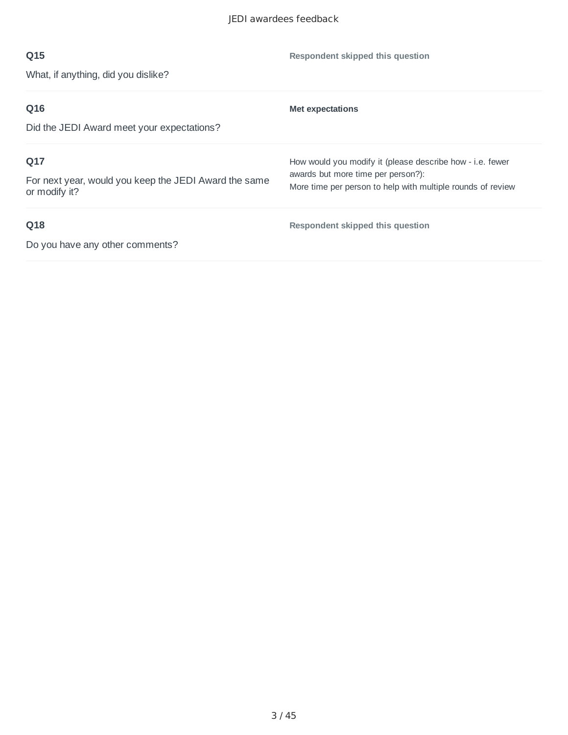**Q15**

What, if anything, did you dislike?

**Respondent skipped this question**

---

**Q16**

Did the JEDI Award meet your expectations?

**Met expectations**

---

**Q17**

For next year, would you keep the JEDI Award the same or modify it?

How would you modify it (please describe how - i.e. fewer awards but more time per person?):
More time per person to help with multiple rounds of review

---

**Q18**

Do you have any other comments?

**Respondent skipped this question**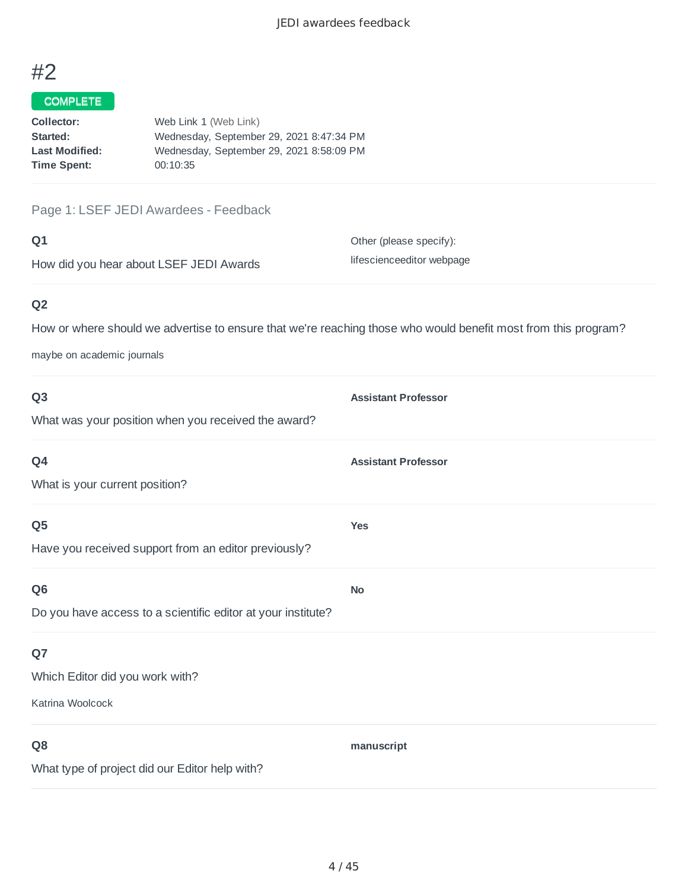# #2

**COMPLETE**

**Collector:** Web Link 1 (Web Link)
**Started:** Wednesday, September 29, 2021 8:47:34 PM
**Last Modified:** Wednesday, September 29, 2021 8:58:09 PM
**Time Spent:** 00:10:35

## Page 1: LSEF JEDI Awardees - Feedback

### Q1

How did you hear about LSEF JEDI Awards

Other (please specify):
lifescienceeditor webpage

### Q2

How or where should we advertise to ensure that we're reaching those who would benefit most from this program?

maybe on academic journals

### Q3

What was your position when you received the award?

**Assistant Professor**

### Q4

What is your current position?

**Assistant Professor**

### Q5

Have you received support from an editor previously?

**Yes**

### Q6

Do you have access to a scientific editor at your institute?

**No**

### Q7

Which Editor did you work with?

Katrina Woolcock

### Q8

What type of project did our Editor help with?

**manuscript**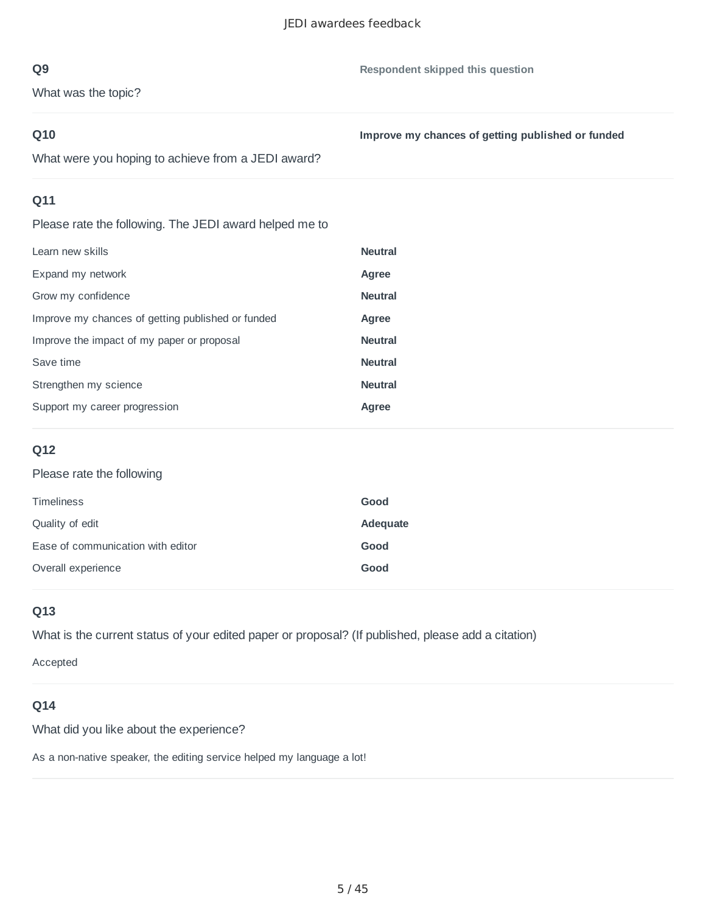### Q9

What was the topic?

**Respondent skipped this question**

### Q10

What were you hoping to achieve from a JEDI award?

**Improve my chances of getting published or funded**

### Q11

Please rate the following. The JEDI award helped me to

| | |
|---|---|
| Learn new skills | **Neutral** |
| Expand my network | **Agree** |
| Grow my confidence | **Neutral** |
| Improve my chances of getting published or funded | **Agree** |
| Improve the impact of my paper or proposal | **Neutral** |
| Save time | **Neutral** |
| Strengthen my science | **Neutral** |
| Support my career progression | **Agree** |

### Q12

Please rate the following

| | |
|---|---|
| Timeliness | **Good** |
| Quality of edit | **Adequate** |
| Ease of communication with editor | **Good** |
| Overall experience | **Good** |

### Q13

What is the current status of your edited paper or proposal? (If published, please add a citation)

Accepted

### Q14

What did you like about the experience?

As a non-native speaker, the editing service helped my language a lot!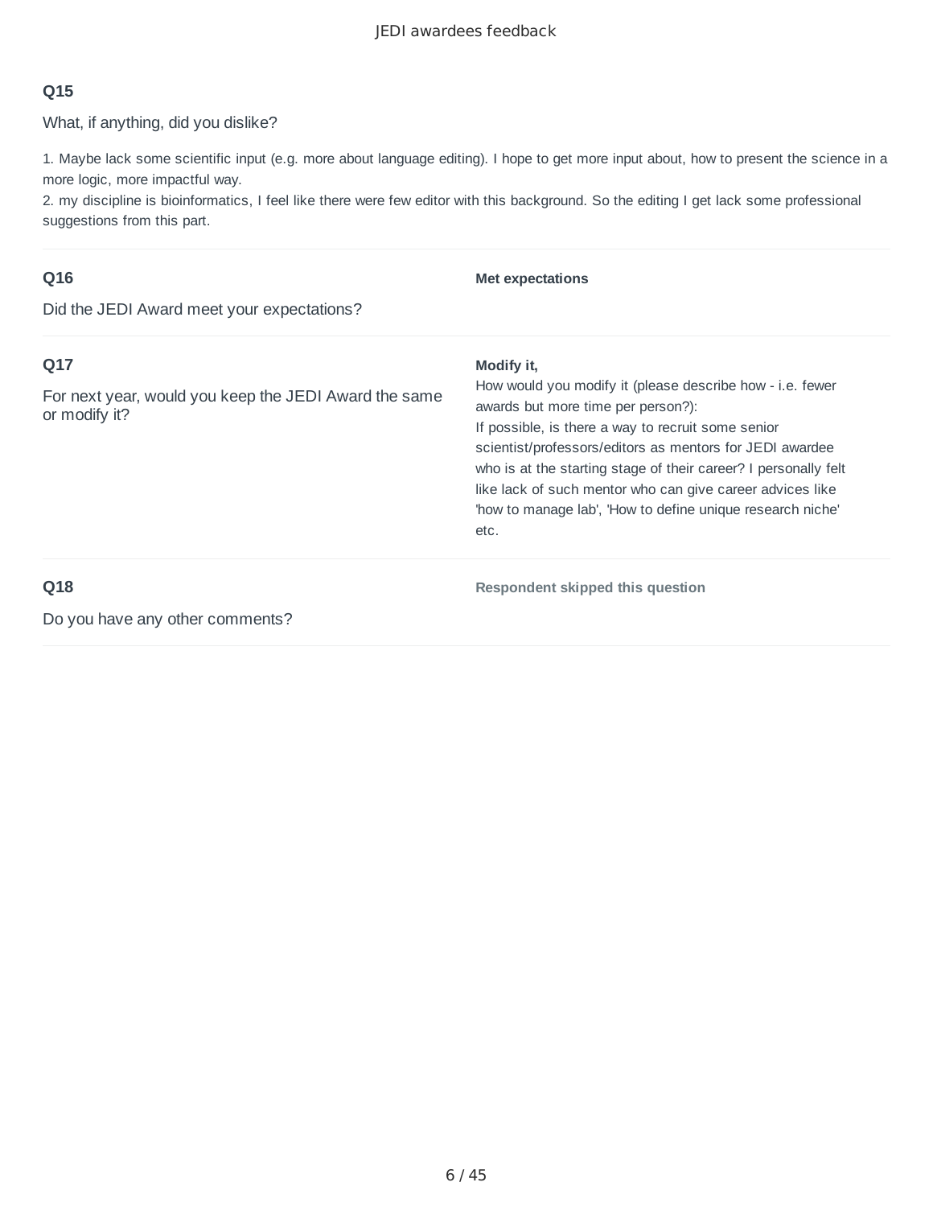### Q15

What, if anything, did you dislike?

1. Maybe lack some scientific input (e.g. more about language editing). I hope to get more input about, how to present the science in a more logic, more impactful way.
2. my discipline is bioinformatics, I feel like there were few editor with this background. So the editing I get lack some professional suggestions from this part.

### Q16

Did the JEDI Award meet your expectations?

**Met expectations**

### Q17

For next year, would you keep the JEDI Award the same or modify it?

**Modify it,**

How would you modify it (please describe how - i.e. fewer awards but more time per person?):

If possible, is there a way to recruit some senior scientist/professors/editors as mentors for JEDI awardee who is at the starting stage of their career? I personally felt like lack of such mentor who can give career advices like 'how to manage lab', 'How to define unique research niche' etc.

### Q18

Do you have any other comments?

**Respondent skipped this question**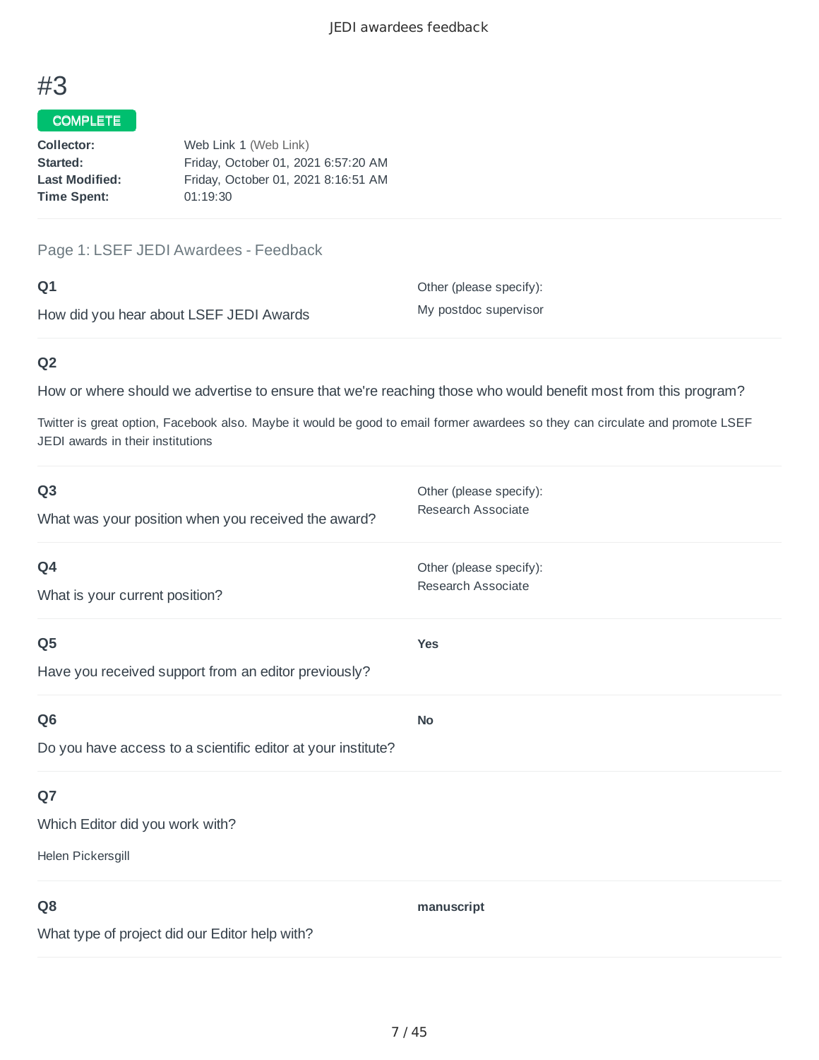# #3

COMPLETE

**Collector:** Web Link 1 (Web Link)
**Started:** Friday, October 01, 2021 6:57:20 AM
**Last Modified:** Friday, October 01, 2021 8:16:51 AM
**Time Spent:** 01:19:30

## Page 1: LSEF JEDI Awardees - Feedback

### Q1

How did you hear about LSEF JEDI Awards

Other (please specify):
My postdoc supervisor

### Q2

How or where should we advertise to ensure that we're reaching those who would benefit most from this program?

Twitter is great option, Facebook also. Maybe it would be good to email former awardees so they can circulate and promote LSEF JEDI awards in their institutions

### Q3

What was your position when you received the award?

Other (please specify):
Research Associate

### Q4

What is your current position?

Other (please specify):
Research Associate

### Q5

Have you received support from an editor previously?

**Yes**

### Q6

Do you have access to a scientific editor at your institute?

**No**

### Q7

Which Editor did you work with?

Helen Pickersgill

### Q8

What type of project did our Editor help with?

**manuscript**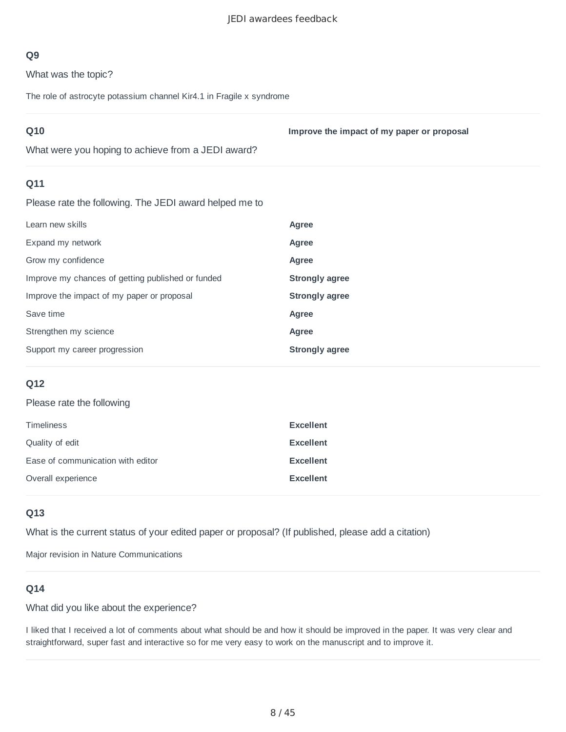### Q9

What was the topic?

The role of astrocyte potassium channel Kir4.1 in Fragile x syndrome

### Q10

What were you hoping to achieve from a JEDI award?

**Improve the impact of my paper or proposal**

### Q11

Please rate the following. The JEDI award helped me to

| | |
|---|---|
| Learn new skills | **Agree** |
| Expand my network | **Agree** |
| Grow my confidence | **Agree** |
| Improve my chances of getting published or funded | **Strongly agree** |
| Improve the impact of my paper or proposal | **Strongly agree** |
| Save time | **Agree** |
| Strengthen my science | **Agree** |
| Support my career progression | **Strongly agree** |

### Q12

Please rate the following

| | |
|---|---|
| Timeliness | **Excellent** |
| Quality of edit | **Excellent** |
| Ease of communication with editor | **Excellent** |
| Overall experience | **Excellent** |

### Q13

What is the current status of your edited paper or proposal? (If published, please add a citation)

Major revision in Nature Communications

### Q14

What did you like about the experience?

I liked that I received a lot of comments about what should be and how it should be improved in the paper. It was very clear and straightforward, super fast and interactive so for me very easy to work on the manuscript and to improve it.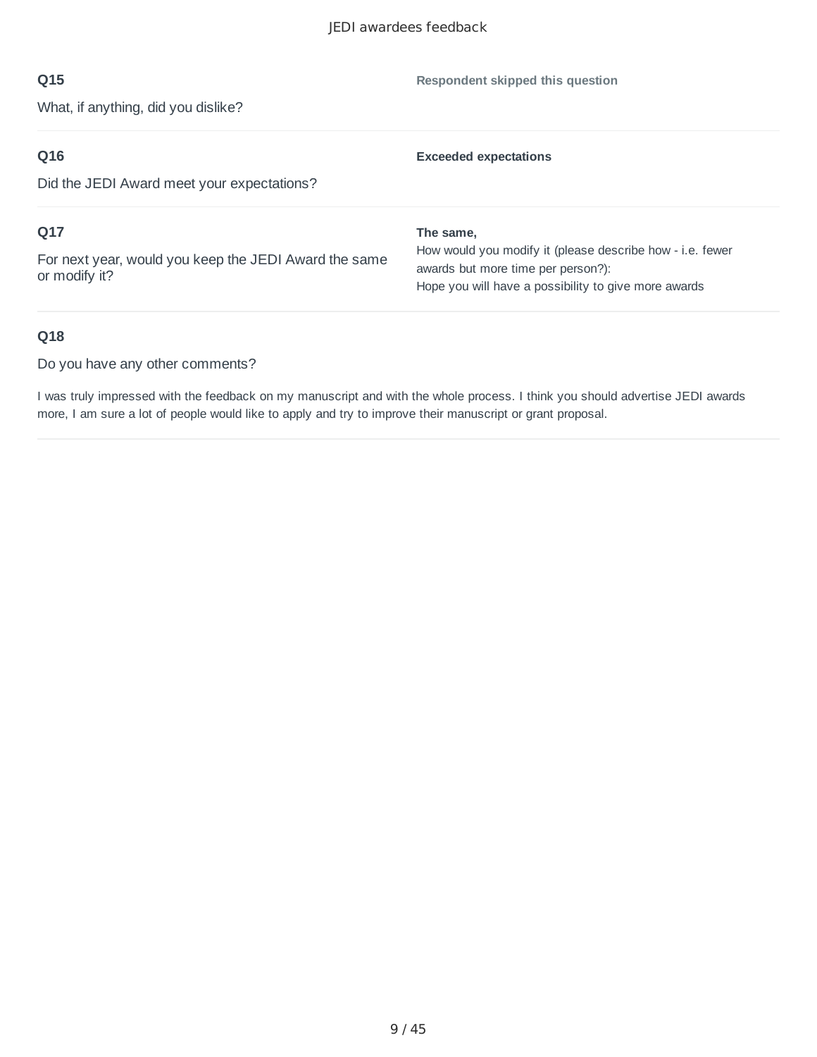**Q15**

What, if anything, did you dislike?

**Respondent skipped this question**

**Q16**

Did the JEDI Award meet your expectations?

**Exceeded expectations**

**Q17**

For next year, would you keep the JEDI Award the same or modify it?

**The same,**

How would you modify it (please describe how - i.e. fewer awards but more time per person?):

Hope you will have a possibility to give more awards

**Q18**

Do you have any other comments?

I was truly impressed with the feedback on my manuscript and with the whole process. I think you should advertise JEDI awards more, I am sure a lot of people would like to apply and try to improve their manuscript or grant proposal.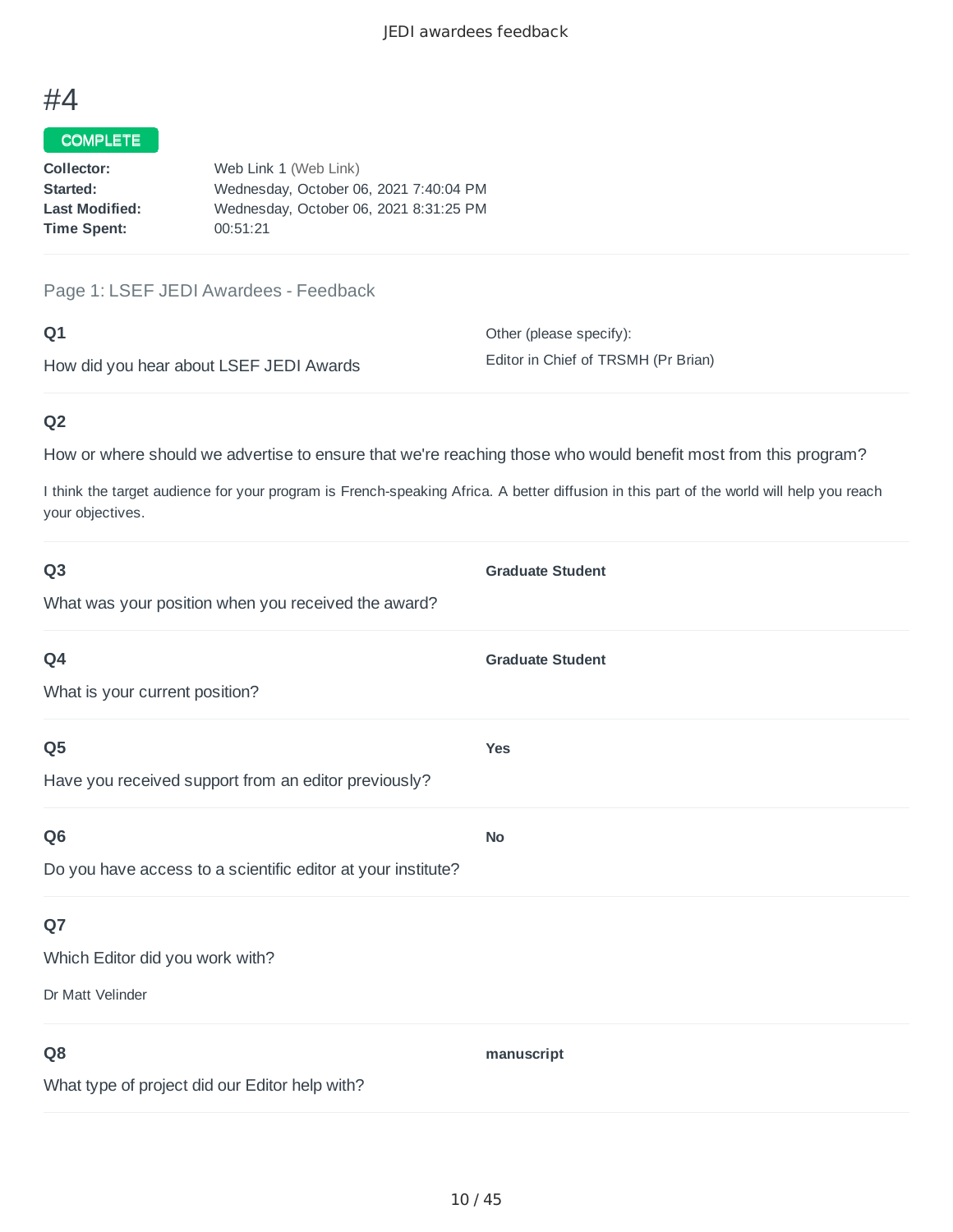# #4

COMPLETE

**Collector:** Web Link 1 (Web Link)
**Started:** Wednesday, October 06, 2021 7:40:04 PM
**Last Modified:** Wednesday, October 06, 2021 8:31:25 PM
**Time Spent:** 00:51:21

Page 1: LSEF JEDI Awardees - Feedback

**Q1**

How did you hear about LSEF JEDI Awards

Other (please specify):
Editor in Chief of TRSMH (Pr Brian)

**Q2**

How or where should we advertise to ensure that we're reaching those who would benefit most from this program?

I think the target audience for your program is French-speaking Africa. A better diffusion in this part of the world will help you reach your objectives.

**Q3**

What was your position when you received the award?

**Graduate Student**

**Q4**

What is your current position?

**Graduate Student**

**Q5**

Have you received support from an editor previously?

**Yes**

**Q6**

Do you have access to a scientific editor at your institute?

**No**

**Q7**

Which Editor did you work with?

Dr Matt Velinder

**Q8**

What type of project did our Editor help with?

**manuscript**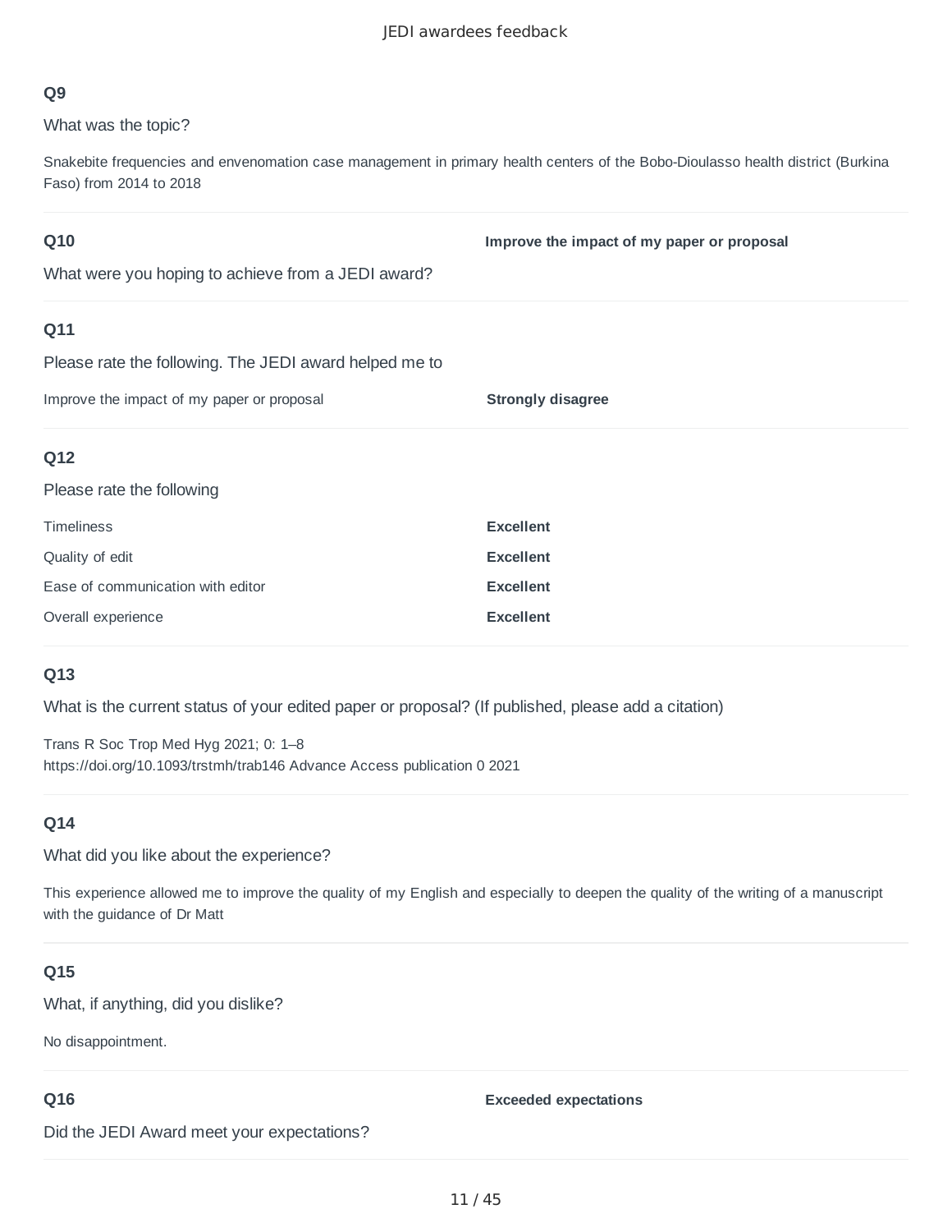## Q9

What was the topic?

Snakebite frequencies and envenomation case management in primary health centers of the Bobo-Dioulasso health district (Burkina Faso) from 2014 to 2018

## Q10

What were you hoping to achieve from a JEDI award?

**Improve the impact of my paper or proposal**

## Q11

Please rate the following. The JEDI award helped me to

| | |
|---|---|
| Improve the impact of my paper or proposal | **Strongly disagree** |

## Q12

Please rate the following

| | |
|---|---|
| Timeliness | **Excellent** |
| Quality of edit | **Excellent** |
| Ease of communication with editor | **Excellent** |
| Overall experience | **Excellent** |

## Q13

What is the current status of your edited paper or proposal? (If published, please add a citation)

Trans R Soc Trop Med Hyg 2021; 0: 1–8
https://doi.org/10.1093/trstmh/trab146 Advance Access publication 0 2021

## Q14

What did you like about the experience?

This experience allowed me to improve the quality of my English and especially to deepen the quality of the writing of a manuscript with the guidance of Dr Matt

## Q15

What, if anything, did you dislike?

No disappointment.

## Q16

Did the JEDI Award meet your expectations?

**Exceeded expectations**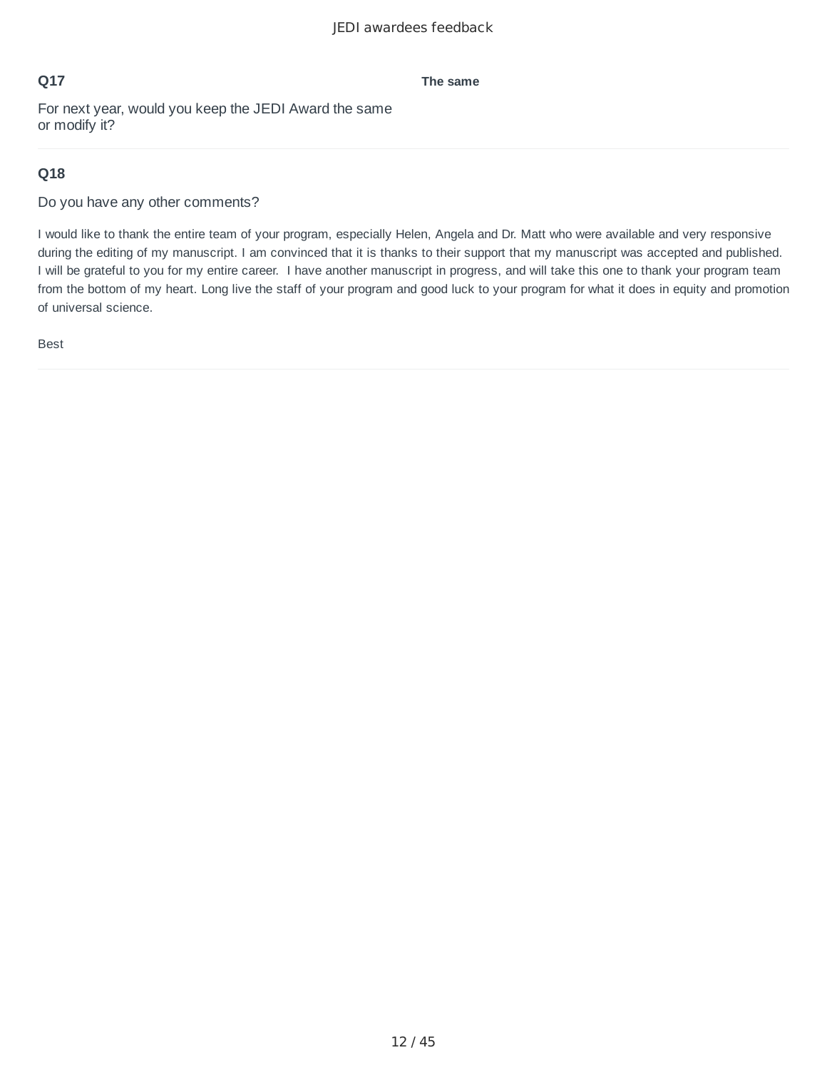**Q17**

For next year, would you keep the JEDI Award the same or modify it?

**The same**

---

**Q18**

Do you have any other comments?

I would like to thank the entire team of your program, especially Helen, Angela and Dr. Matt who were available and very responsive during the editing of my manuscript. I am convinced that it is thanks to their support that my manuscript was accepted and published. I will be grateful to you for my entire career. I have another manuscript in progress, and will take this one to thank your program team from the bottom of my heart. Long live the staff of your program and good luck to your program for what it does in equity and promotion of universal science.

Best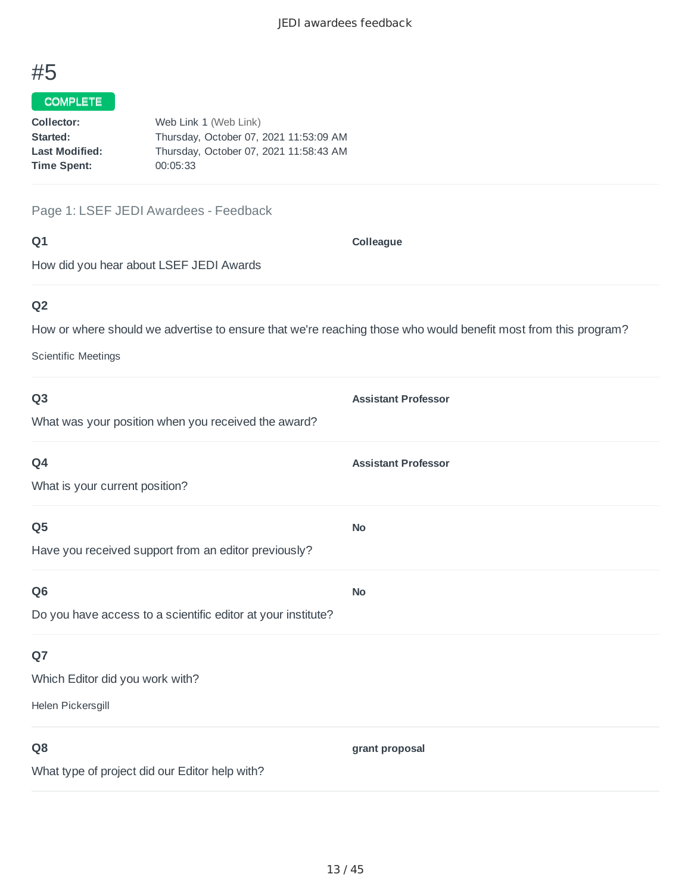# #5

**COMPLETE**

**Collector:** Web Link 1 (Web Link)
**Started:** Thursday, October 07, 2021 11:53:09 AM
**Last Modified:** Thursday, October 07, 2021 11:58:43 AM
**Time Spent:** 00:05:33

Page 1: LSEF JEDI Awardees - Feedback

**Q1**

How did you hear about LSEF JEDI Awards

**Colleague**

**Q2**

How or where should we advertise to ensure that we're reaching those who would benefit most from this program?

Scientific Meetings

**Q3**

What was your position when you received the award?

**Assistant Professor**

**Q4**

What is your current position?

**Assistant Professor**

**Q5**

Have you received support from an editor previously?

**No**

**Q6**

Do you have access to a scientific editor at your institute?

**No**

**Q7**

Which Editor did you work with?

Helen Pickersgill

**Q8**

What type of project did our Editor help with?

**grant proposal**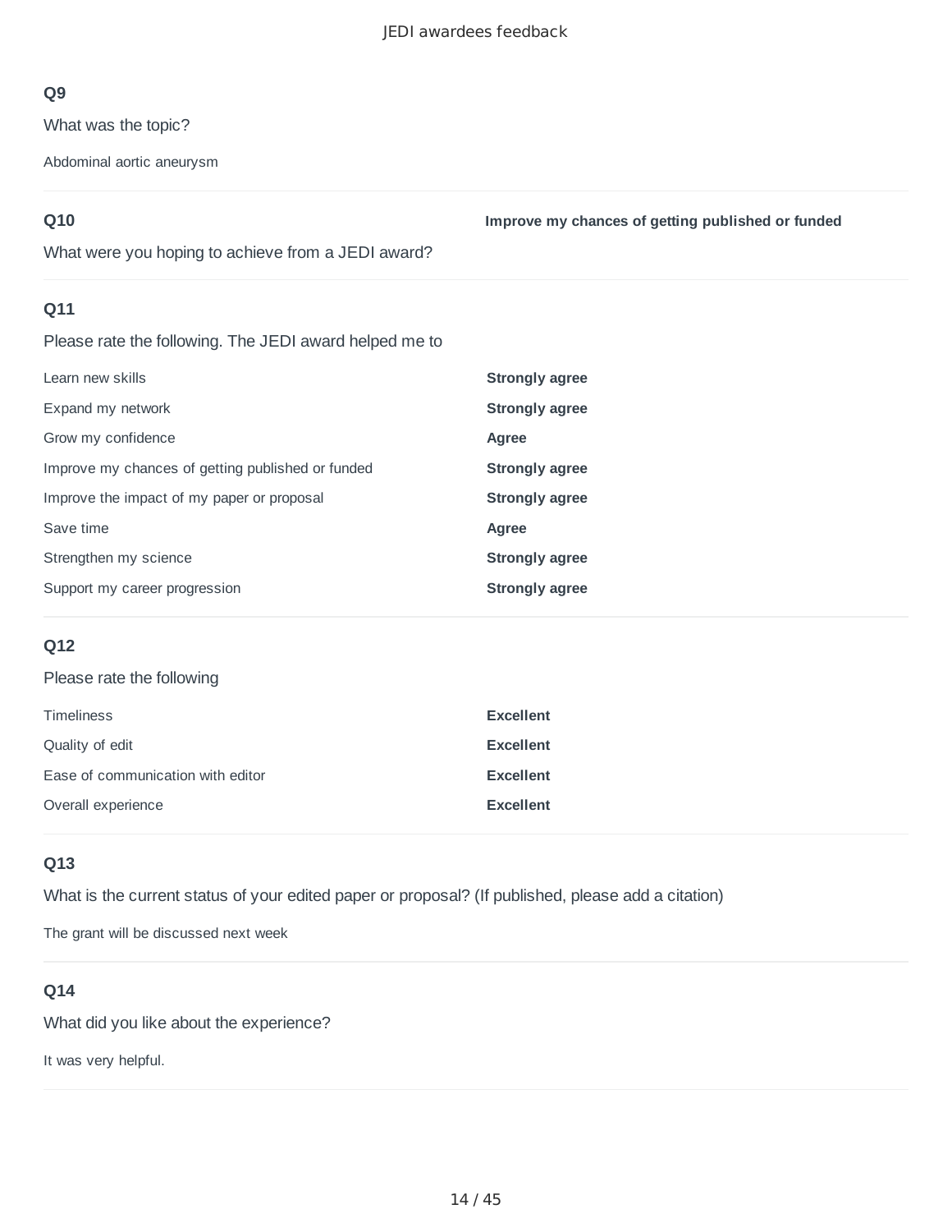**Q9**

What was the topic?

Abdominal aortic aneurysm

**Q10**

What were you hoping to achieve from a JEDI award?

**Improve my chances of getting published or funded**

**Q11**

Please rate the following. The JEDI award helped me to

| | |
|---|---|
| Learn new skills | **Strongly agree** |
| Expand my network | **Strongly agree** |
| Grow my confidence | **Agree** |
| Improve my chances of getting published or funded | **Strongly agree** |
| Improve the impact of my paper or proposal | **Strongly agree** |
| Save time | **Agree** |
| Strengthen my science | **Strongly agree** |
| Support my career progression | **Strongly agree** |

**Q12**

Please rate the following

| | |
|---|---|
| Timeliness | **Excellent** |
| Quality of edit | **Excellent** |
| Ease of communication with editor | **Excellent** |
| Overall experience | **Excellent** |

**Q13**

What is the current status of your edited paper or proposal? (If published, please add a citation)

The grant will be discussed next week

**Q14**

What did you like about the experience?

It was very helpful.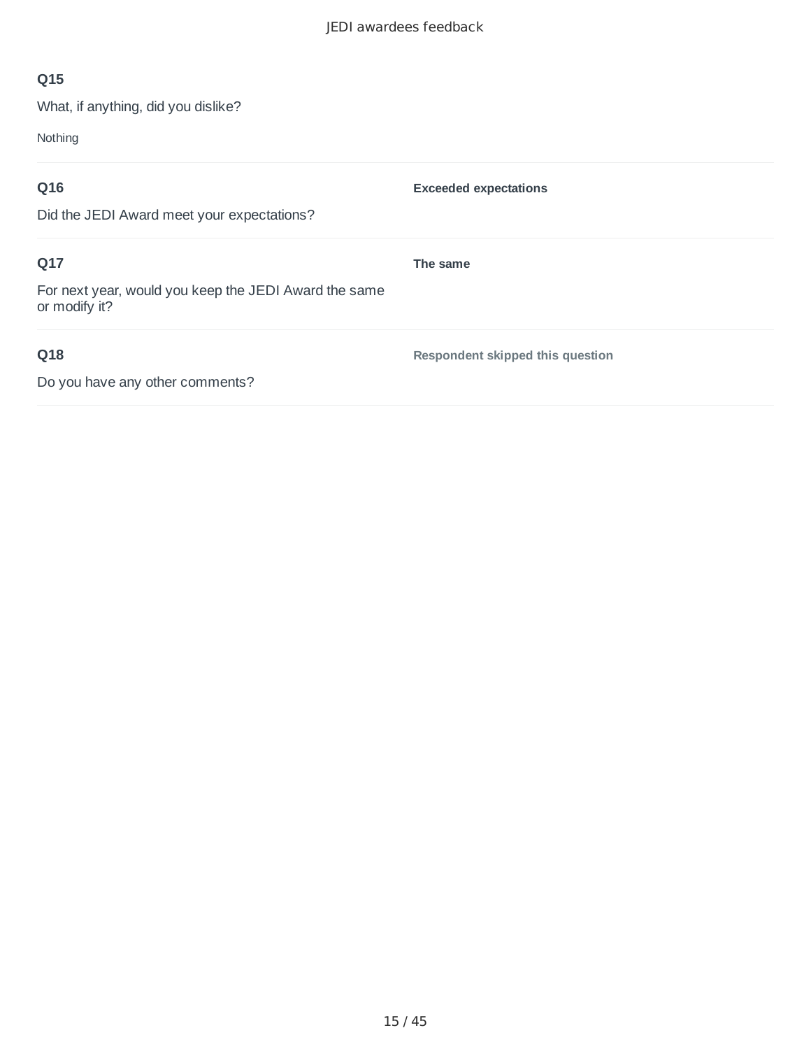**Q15**

What, if anything, did you dislike?

Nothing

**Q16**

Did the JEDI Award meet your expectations?

**Exceeded expectations**

**Q17**

For next year, would you keep the JEDI Award the same or modify it?

**The same**

**Q18**

Do you have any other comments?

**Respondent skipped this question**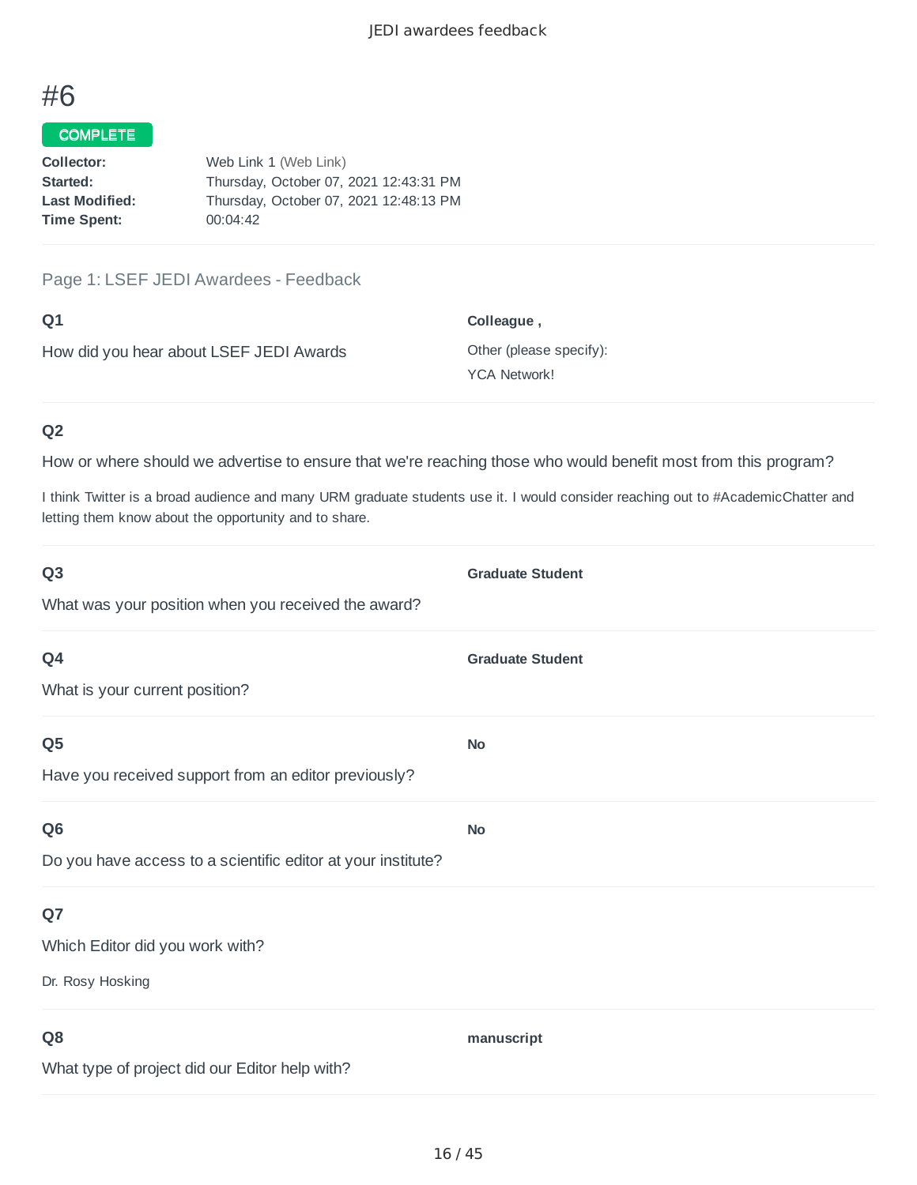# #6

**COMPLETE**

**Collector:** Web Link 1 (Web Link)
**Started:** Thursday, October 07, 2021 12:43:31 PM
**Last Modified:** Thursday, October 07, 2021 12:48:13 PM
**Time Spent:** 00:04:42

Page 1: LSEF JEDI Awardees - Feedback

**Q1**

How did you hear about LSEF JEDI Awards

**Colleague ,**

Other (please specify):

YCA Network!

**Q2**

How or where should we advertise to ensure that we're reaching those who would benefit most from this program?

I think Twitter is a broad audience and many URM graduate students use it. I would consider reaching out to #AcademicChatter and letting them know about the opportunity and to share.

**Q3**

What was your position when you received the award?

**Graduate Student**

**Q4**

What is your current position?

**Graduate Student**

**Q5**

Have you received support from an editor previously?

**No**

**Q6**

Do you have access to a scientific editor at your institute?

**No**

**Q7**

Which Editor did you work with?

Dr. Rosy Hosking

**Q8**

What type of project did our Editor help with?

**manuscript**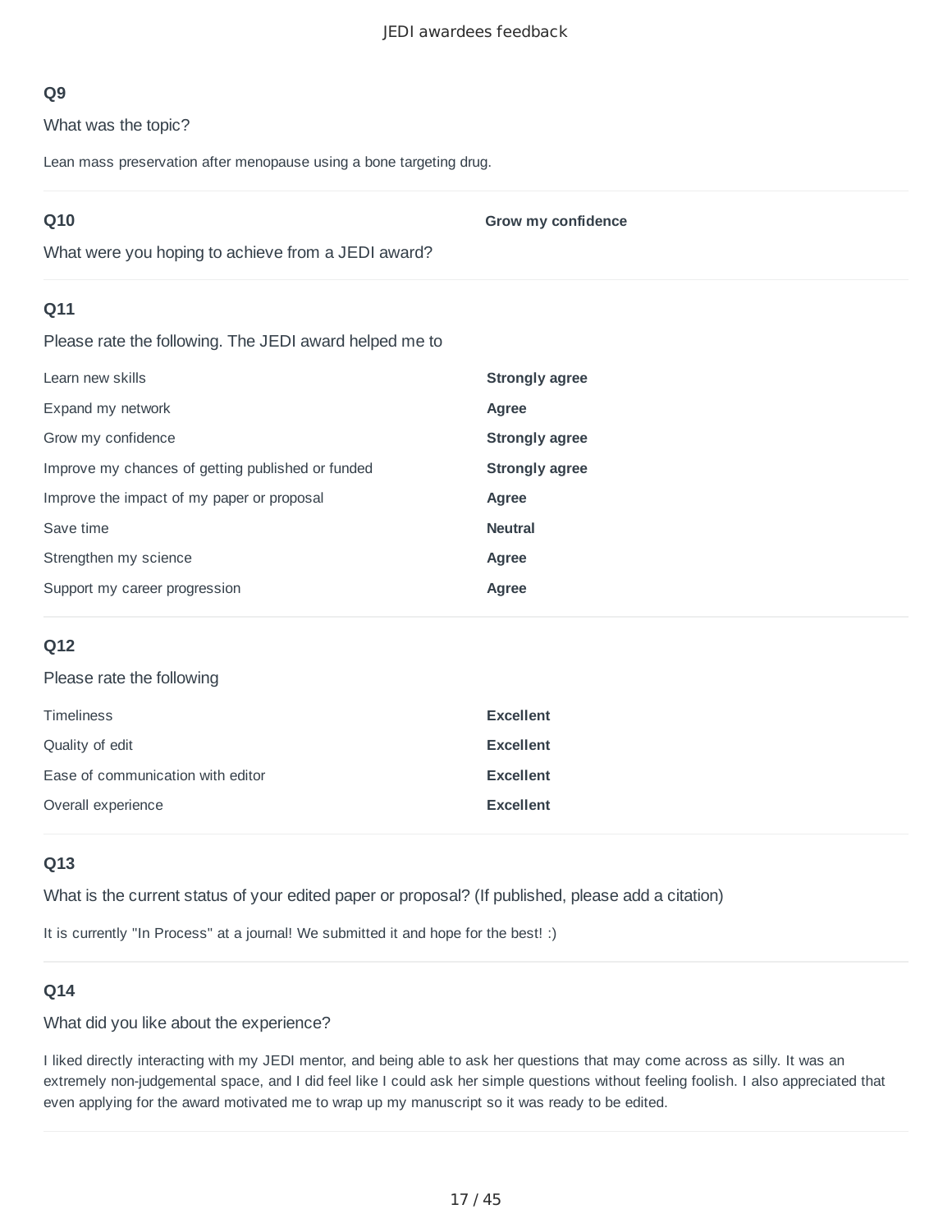## Q9

What was the topic?

Lean mass preservation after menopause using a bone targeting drug.

## Q10

What were you hoping to achieve from a JEDI award?

**Grow my confidence**

## Q11

Please rate the following. The JEDI award helped me to

| | |
|---|---|
| Learn new skills | **Strongly agree** |
| Expand my network | **Agree** |
| Grow my confidence | **Strongly agree** |
| Improve my chances of getting published or funded | **Strongly agree** |
| Improve the impact of my paper or proposal | **Agree** |
| Save time | **Neutral** |
| Strengthen my science | **Agree** |
| Support my career progression | **Agree** |

## Q12

Please rate the following

| | |
|---|---|
| Timeliness | **Excellent** |
| Quality of edit | **Excellent** |
| Ease of communication with editor | **Excellent** |
| Overall experience | **Excellent** |

## Q13

What is the current status of your edited paper or proposal? (If published, please add a citation)

It is currently "In Process" at a journal! We submitted it and hope for the best! :)

## Q14

What did you like about the experience?

I liked directly interacting with my JEDI mentor, and being able to ask her questions that may come across as silly. It was an extremely non-judgemental space, and I did feel like I could ask her simple questions without feeling foolish. I also appreciated that even applying for the award motivated me to wrap up my manuscript so it was ready to be edited.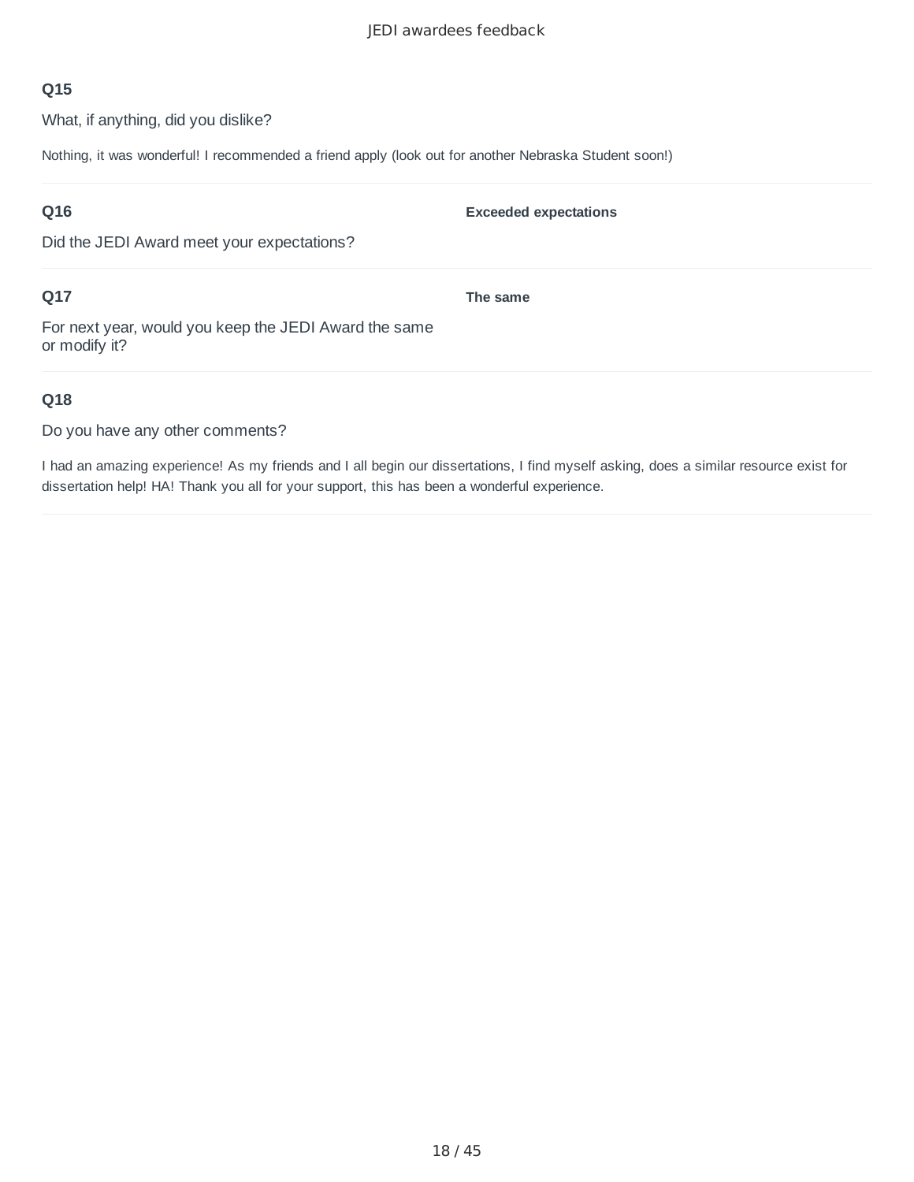### Q15

What, if anything, did you dislike?

Nothing, it was wonderful! I recommended a friend apply (look out for another Nebraska Student soon!)

### Q16

Did the JEDI Award meet your expectations?

**Exceeded expectations**

### Q17

For next year, would you keep the JEDI Award the same or modify it?

**The same**

### Q18

Do you have any other comments?

I had an amazing experience! As my friends and I all begin our dissertations, I find myself asking, does a similar resource exist for dissertation help! HA! Thank you all for your support, this has been a wonderful experience.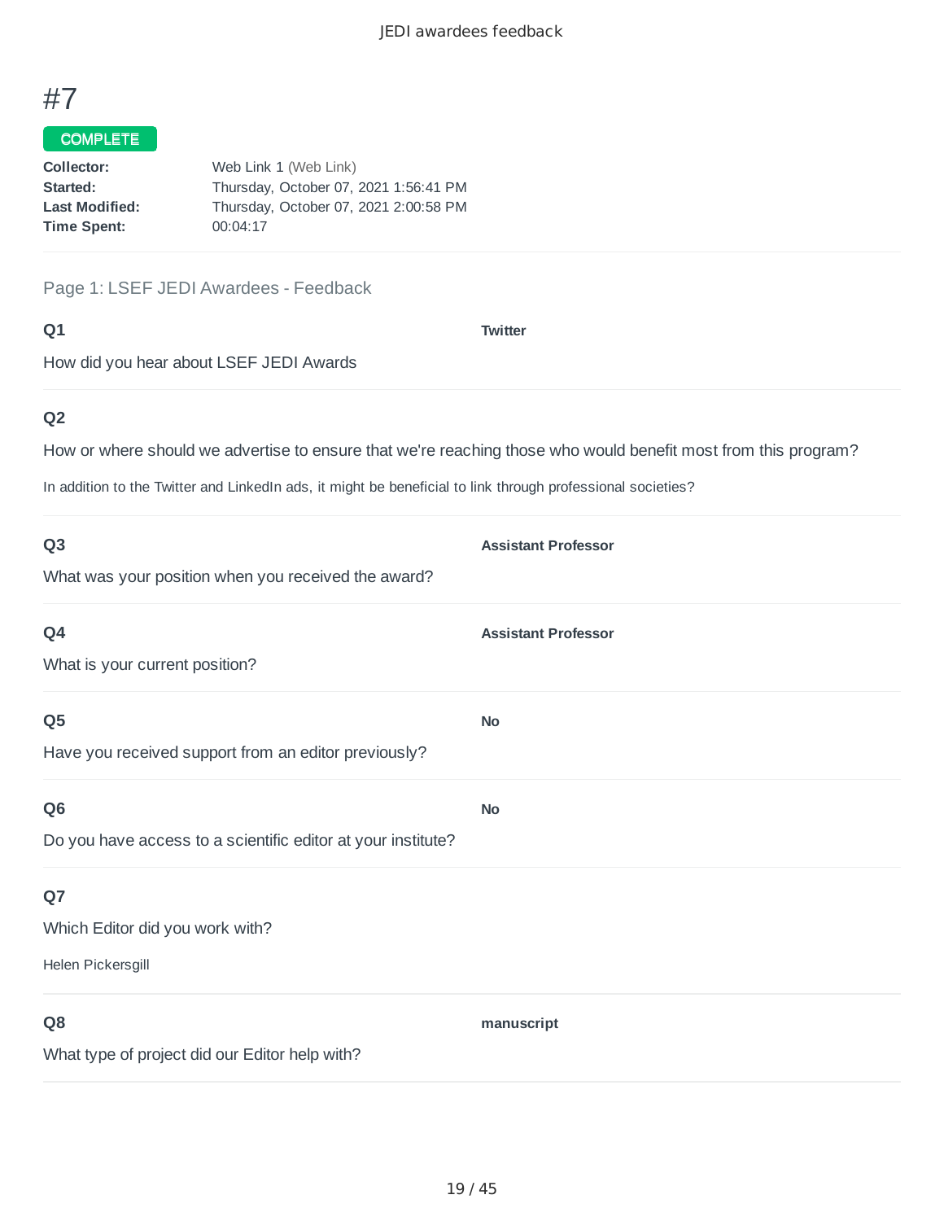# #7

**COMPLETE**

**Collector:** Web Link 1 (Web Link)
**Started:** Thursday, October 07, 2021 1:56:41 PM
**Last Modified:** Thursday, October 07, 2021 2:00:58 PM
**Time Spent:** 00:04:17

Page 1: LSEF JEDI Awardees - Feedback

**Q1**

How did you hear about LSEF JEDI Awards

**Twitter**

**Q2**

How or where should we advertise to ensure that we're reaching those who would benefit most from this program?

In addition to the Twitter and LinkedIn ads, it might be beneficial to link through professional societies?

**Q3**

What was your position when you received the award?

**Assistant Professor**

**Q4**

What is your current position?

**Assistant Professor**

**Q5**

Have you received support from an editor previously?

**No**

**Q6**

Do you have access to a scientific editor at your institute?

**No**

**Q7**

Which Editor did you work with?

Helen Pickersgill

**Q8**

What type of project did our Editor help with?

**manuscript**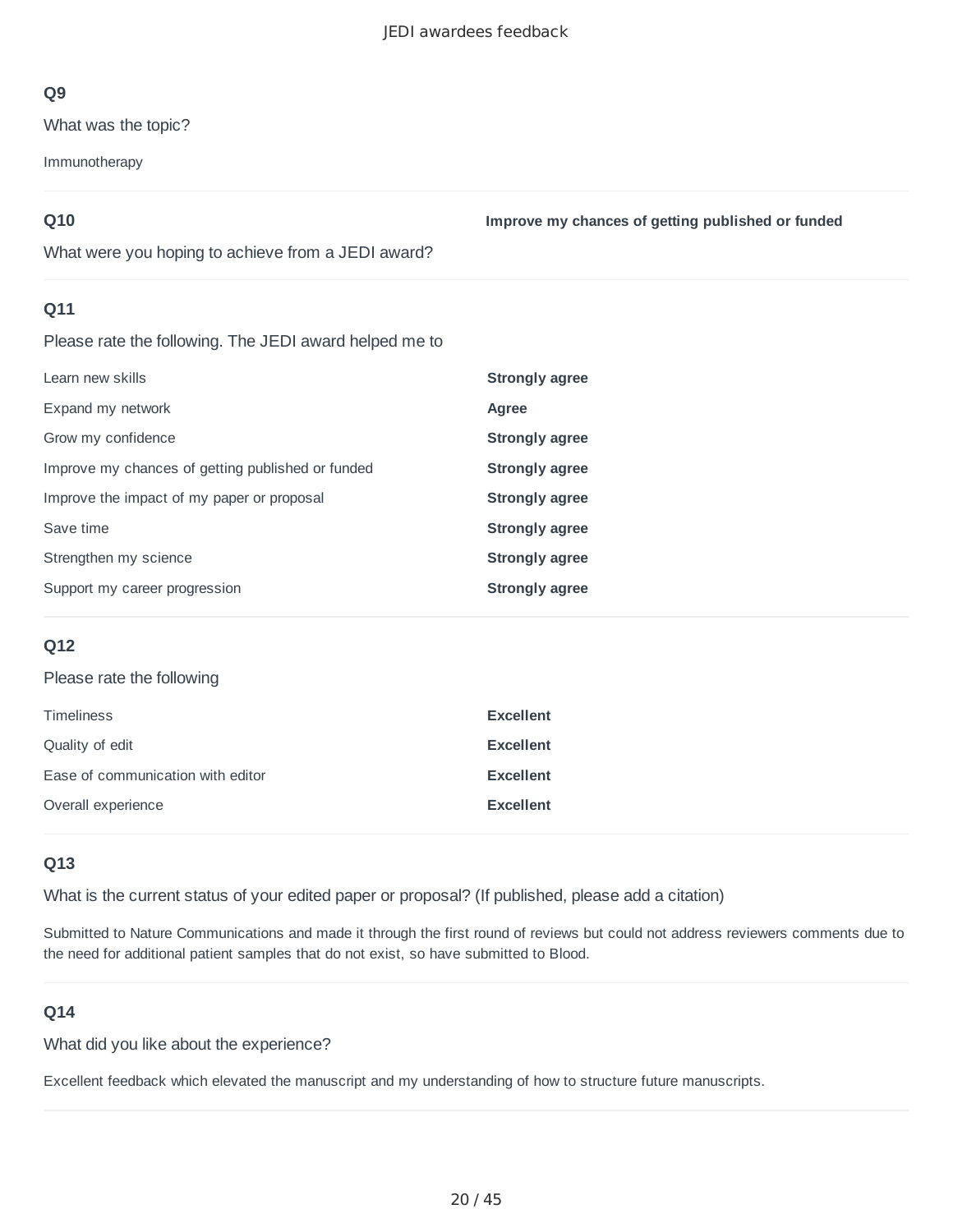### Q9

What was the topic?

Immunotherapy

### Q10

What were you hoping to achieve from a JEDI award?

**Improve my chances of getting published or funded**

### Q11

Please rate the following. The JEDI award helped me to

| | |
|---|---|
| Learn new skills | **Strongly agree** |
| Expand my network | **Agree** |
| Grow my confidence | **Strongly agree** |
| Improve my chances of getting published or funded | **Strongly agree** |
| Improve the impact of my paper or proposal | **Strongly agree** |
| Save time | **Strongly agree** |
| Strengthen my science | **Strongly agree** |
| Support my career progression | **Strongly agree** |

### Q12

Please rate the following

| | |
|---|---|
| Timeliness | **Excellent** |
| Quality of edit | **Excellent** |
| Ease of communication with editor | **Excellent** |
| Overall experience | **Excellent** |

### Q13

What is the current status of your edited paper or proposal? (If published, please add a citation)

Submitted to Nature Communications and made it through the first round of reviews but could not address reviewers comments due to the need for additional patient samples that do not exist, so have submitted to Blood.

### Q14

What did you like about the experience?

Excellent feedback which elevated the manuscript and my understanding of how to structure future manuscripts.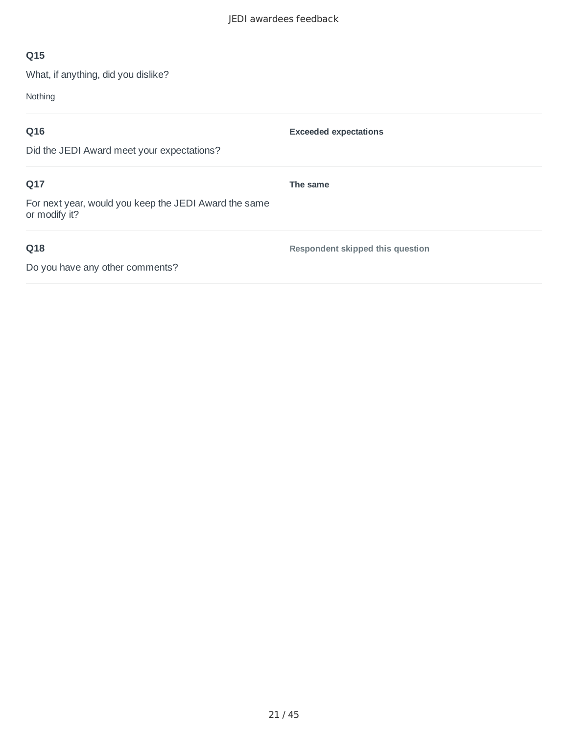## Q15

What, if anything, did you dislike?

Nothing

## Q16

Did the JEDI Award meet your expectations?

**Exceeded expectations**

## Q17

For next year, would you keep the JEDI Award the same or modify it?

**The same**

## Q18

Do you have any other comments?

**Respondent skipped this question**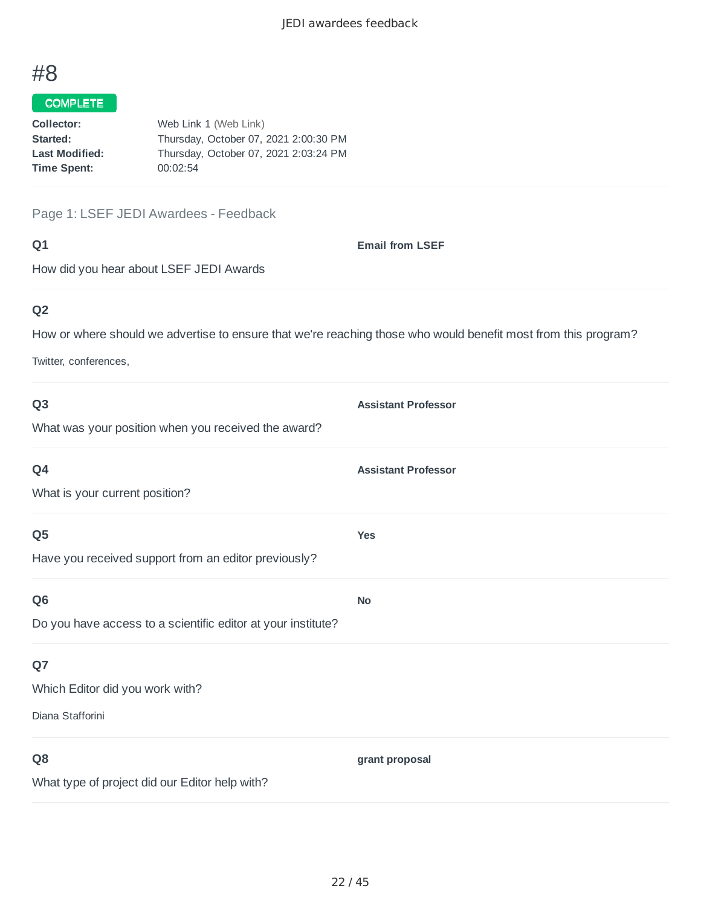# #8

COMPLETE

**Collector:** Web Link 1 (Web Link)
**Started:** Thursday, October 07, 2021 2:00:30 PM
**Last Modified:** Thursday, October 07, 2021 2:03:24 PM
**Time Spent:** 00:02:54

## Page 1: LSEF JEDI Awardees - Feedback

**Q1**

How did you hear about LSEF JEDI Awards

**Email from LSEF**

**Q2**

How or where should we advertise to ensure that we're reaching those who would benefit most from this program?

Twitter, conferences,

**Q3**

What was your position when you received the award?

**Assistant Professor**

**Q4**

What is your current position?

**Assistant Professor**

**Q5**

Have you received support from an editor previously?

**Yes**

**Q6**

Do you have access to a scientific editor at your institute?

**No**

**Q7**

Which Editor did you work with?

Diana Stafforini

**Q8**

What type of project did our Editor help with?

**grant proposal**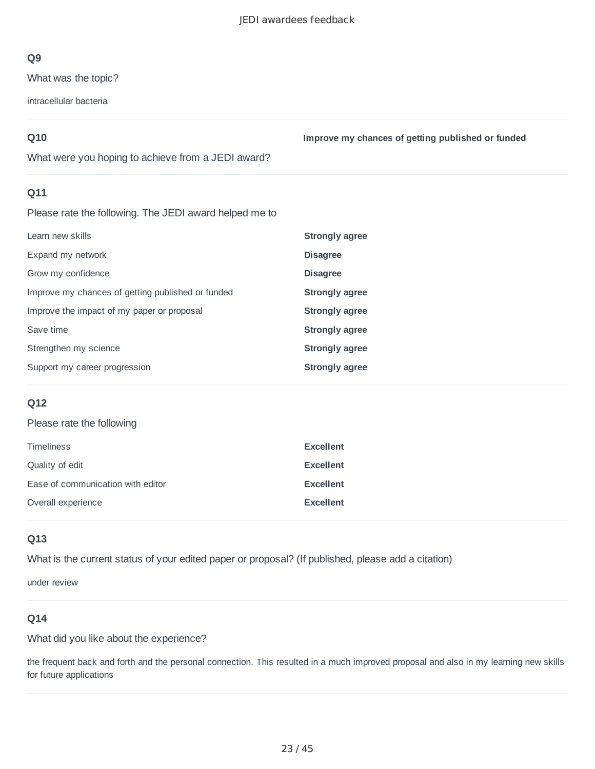### Q9

What was the topic?

intracellular bacteria

### Q10

What were you hoping to achieve from a JEDI award?

**Improve my chances of getting published or funded**

### Q11

Please rate the following. The JEDI award helped me to

| | |
|---|---|
| Learn new skills | **Strongly agree** |
| Expand my network | **Disagree** |
| Grow my confidence | **Disagree** |
| Improve my chances of getting published or funded | **Strongly agree** |
| Improve the impact of my paper or proposal | **Strongly agree** |
| Save time | **Strongly agree** |
| Strengthen my science | **Strongly agree** |
| Support my career progression | **Strongly agree** |

### Q12

Please rate the following

| | |
|---|---|
| Timeliness | **Excellent** |
| Quality of edit | **Excellent** |
| Ease of communication with editor | **Excellent** |
| Overall experience | **Excellent** |

### Q13

What is the current status of your edited paper or proposal? (If published, please add a citation)

under review

### Q14

What did you like about the experience?

the frequent back and forth and the personal connection. This resulted in a much improved proposal and also in my learning new skills for future applications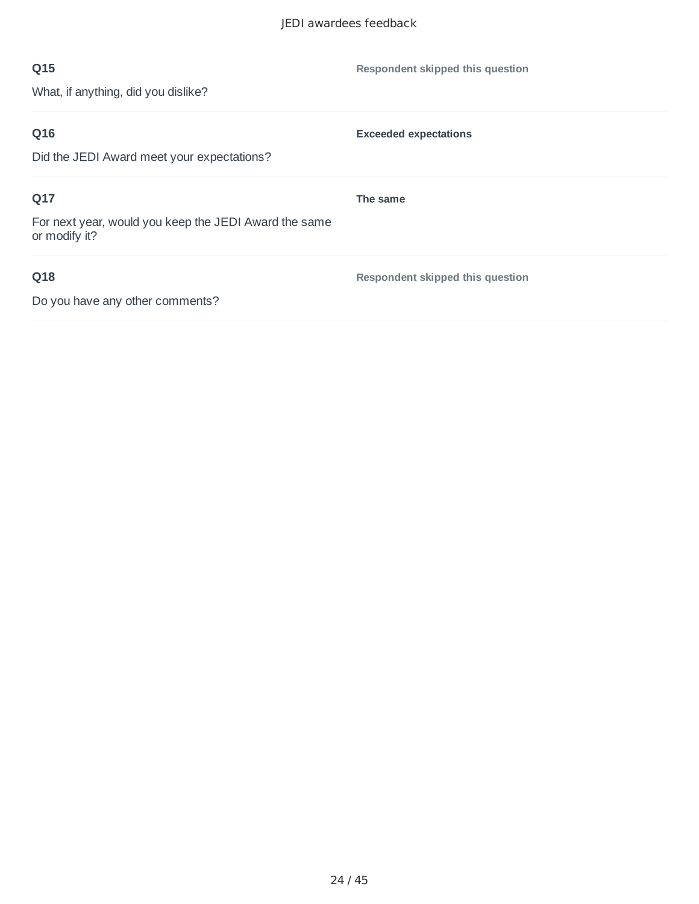**Q15**

What, if anything, did you dislike?

**Respondent skipped this question**

---

**Q16**

Did the JEDI Award meet your expectations?

**Exceeded expectations**

---

**Q17**

For next year, would you keep the JEDI Award the same or modify it?

**The same**

---

**Q18**

Do you have any other comments?

**Respondent skipped this question**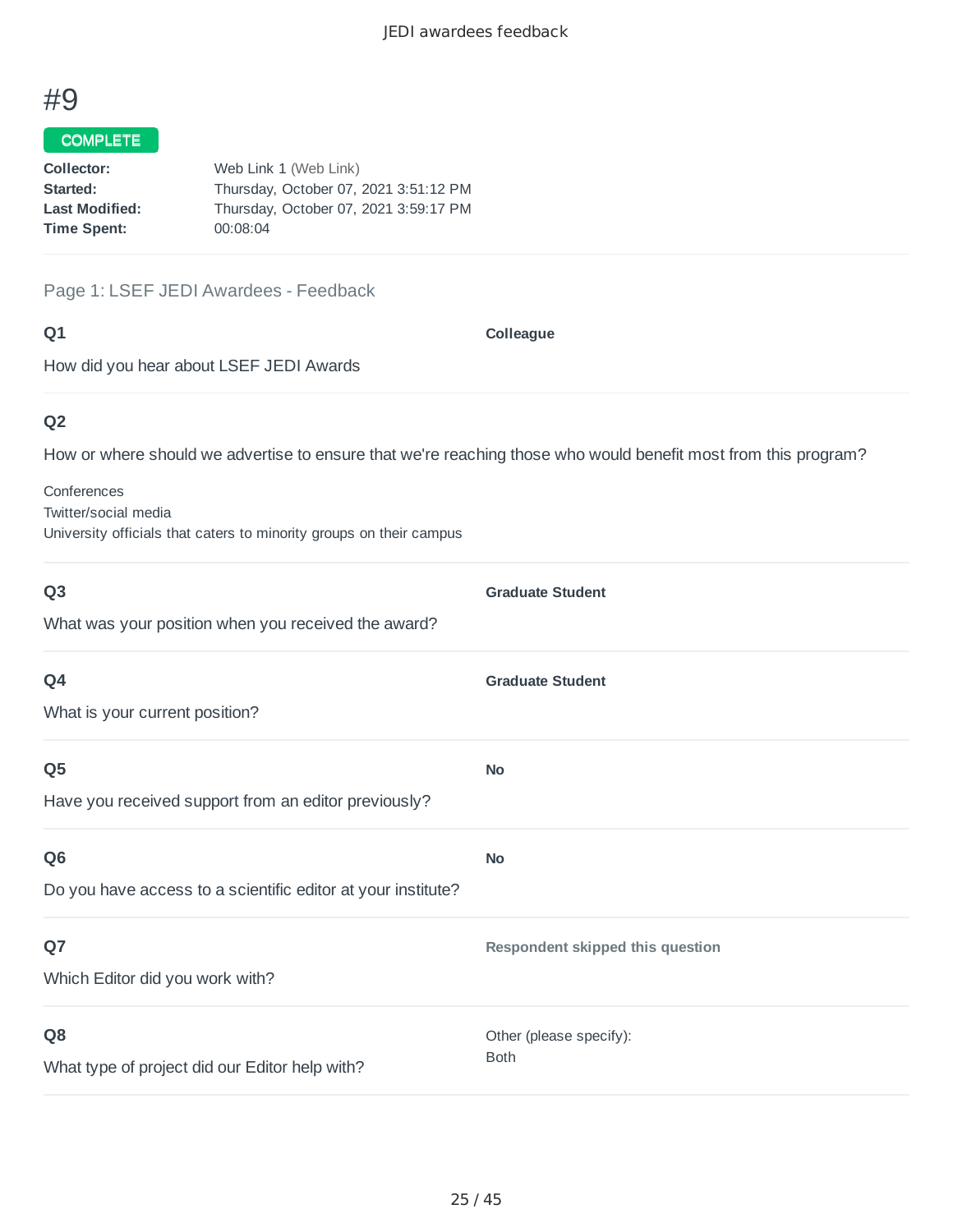# #9

**COMPLETE**

**Collector:** Web Link 1 (Web Link)
**Started:** Thursday, October 07, 2021 3:51:12 PM
**Last Modified:** Thursday, October 07, 2021 3:59:17 PM
**Time Spent:** 00:08:04

## Page 1: LSEF JEDI Awardees - Feedback

### Q1

How did you hear about LSEF JEDI Awards

**Colleague**

### Q2

How or where should we advertise to ensure that we're reaching those who would benefit most from this program?

Conferences
Twitter/social media
University officials that caters to minority groups on their campus

### Q3

What was your position when you received the award?

**Graduate Student**

### Q4

What is your current position?

**Graduate Student**

### Q5

Have you received support from an editor previously?

**No**

### Q6

Do you have access to a scientific editor at your institute?

**No**

### Q7

Which Editor did you work with?

**Respondent skipped this question**

### Q8

What type of project did our Editor help with?

Other (please specify):
Both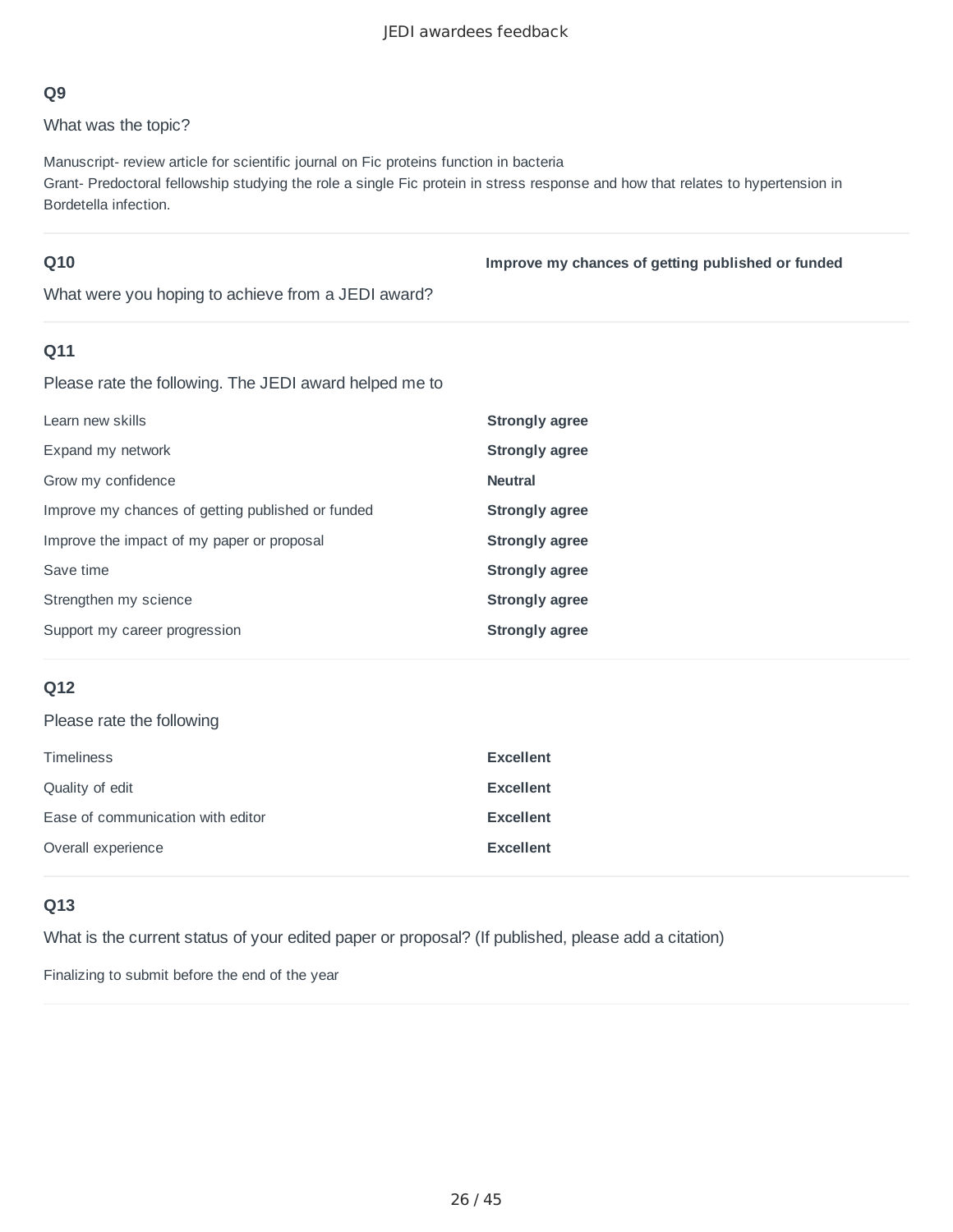### Q9

What was the topic?

Manuscript- review article for scientific journal on Fic proteins function in bacteria
Grant- Predoctoral fellowship studying the role a single Fic protein in stress response and how that relates to hypertension in Bordetella infection.

---

### Q10

What were you hoping to achieve from a JEDI award?

**Improve my chances of getting published or funded**

---

### Q11

Please rate the following. The JEDI award helped me to

| | |
|---|---|
| Learn new skills | **Strongly agree** |
| Expand my network | **Strongly agree** |
| Grow my confidence | **Neutral** |
| Improve my chances of getting published or funded | **Strongly agree** |
| Improve the impact of my paper or proposal | **Strongly agree** |
| Save time | **Strongly agree** |
| Strengthen my science | **Strongly agree** |
| Support my career progression | **Strongly agree** |

---

### Q12

Please rate the following

| | |
|---|---|
| Timeliness | **Excellent** |
| Quality of edit | **Excellent** |
| Ease of communication with editor | **Excellent** |
| Overall experience | **Excellent** |

---

### Q13

What is the current status of your edited paper or proposal? (If published, please add a citation)

Finalizing to submit before the end of the year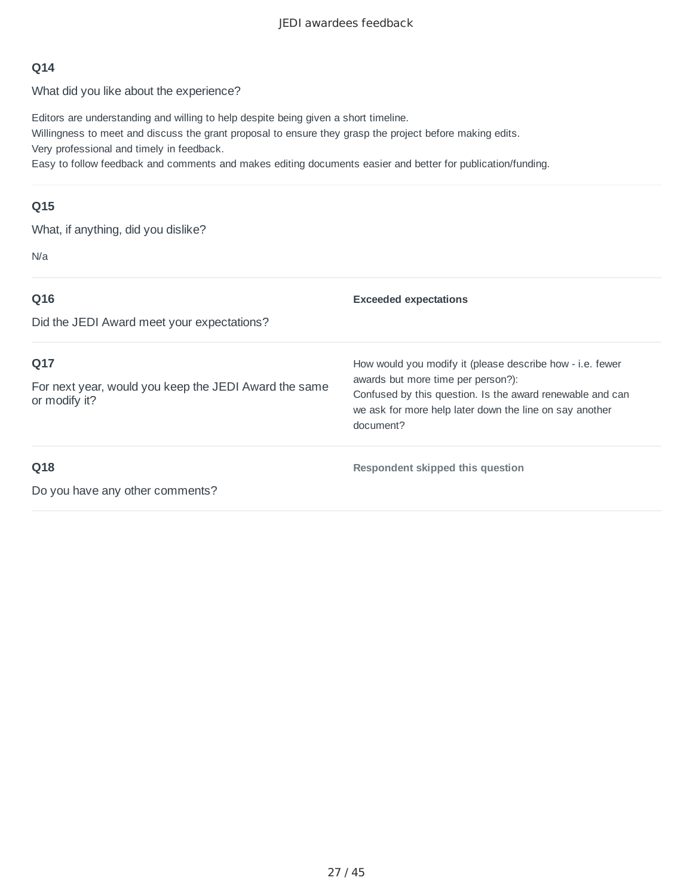**Q14**

What did you like about the experience?

Editors are understanding and willing to help despite being given a short timeline.
Willingness to meet and discuss the grant proposal to ensure they grasp the project before making edits.
Very professional and timely in feedback.
Easy to follow feedback and comments and makes editing documents easier and better for publication/funding.

---

**Q15**

What, if anything, did you dislike?

N/a

---

**Q16**

Did the JEDI Award meet your expectations?

**Exceeded expectations**

---

**Q17**

For next year, would you keep the JEDI Award the same or modify it?

How would you modify it (please describe how - i.e. fewer awards but more time per person?):
Confused by this question. Is the award renewable and can we ask for more help later down the line on say another document?

---

**Q18**

Do you have any other comments?

**Respondent skipped this question**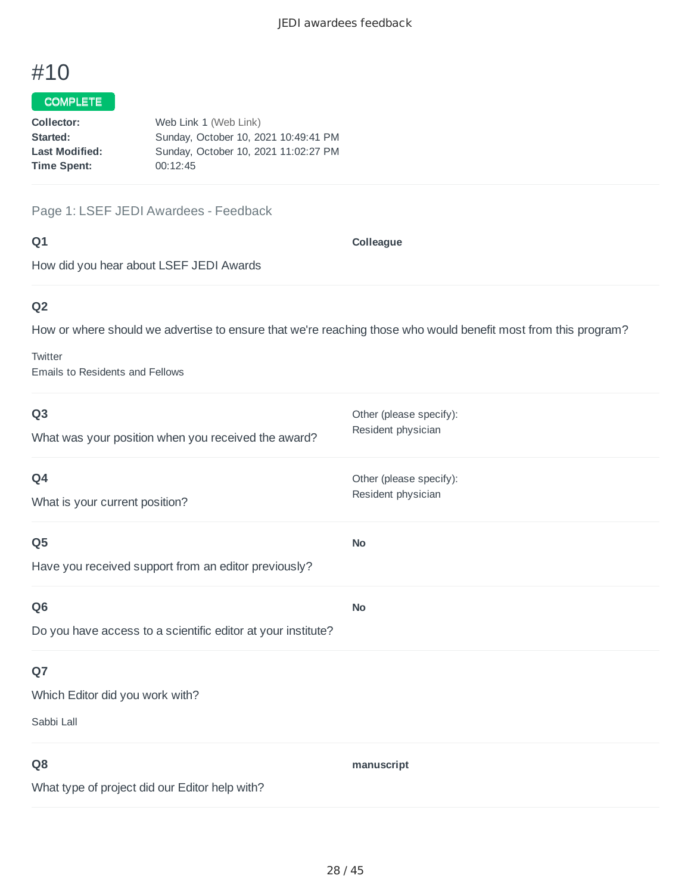# #10

**COMPLETE**

**Collector:** Web Link 1 (Web Link)
**Started:** Sunday, October 10, 2021 10:49:41 PM
**Last Modified:** Sunday, October 10, 2021 11:02:27 PM
**Time Spent:** 00:12:45

## Page 1: LSEF JEDI Awardees - Feedback

### Q1

How did you hear about LSEF JEDI Awards

**Colleague**

### Q2

How or where should we advertise to ensure that we're reaching those who would benefit most from this program?

Twitter
Emails to Residents and Fellows

### Q3

What was your position when you received the award?

Other (please specify):
Resident physician

### Q4

What is your current position?

Other (please specify):
Resident physician

### Q5

Have you received support from an editor previously?

**No**

### Q6

Do you have access to a scientific editor at your institute?

**No**

### Q7

Which Editor did you work with?

Sabbi Lall

### Q8

What type of project did our Editor help with?

**manuscript**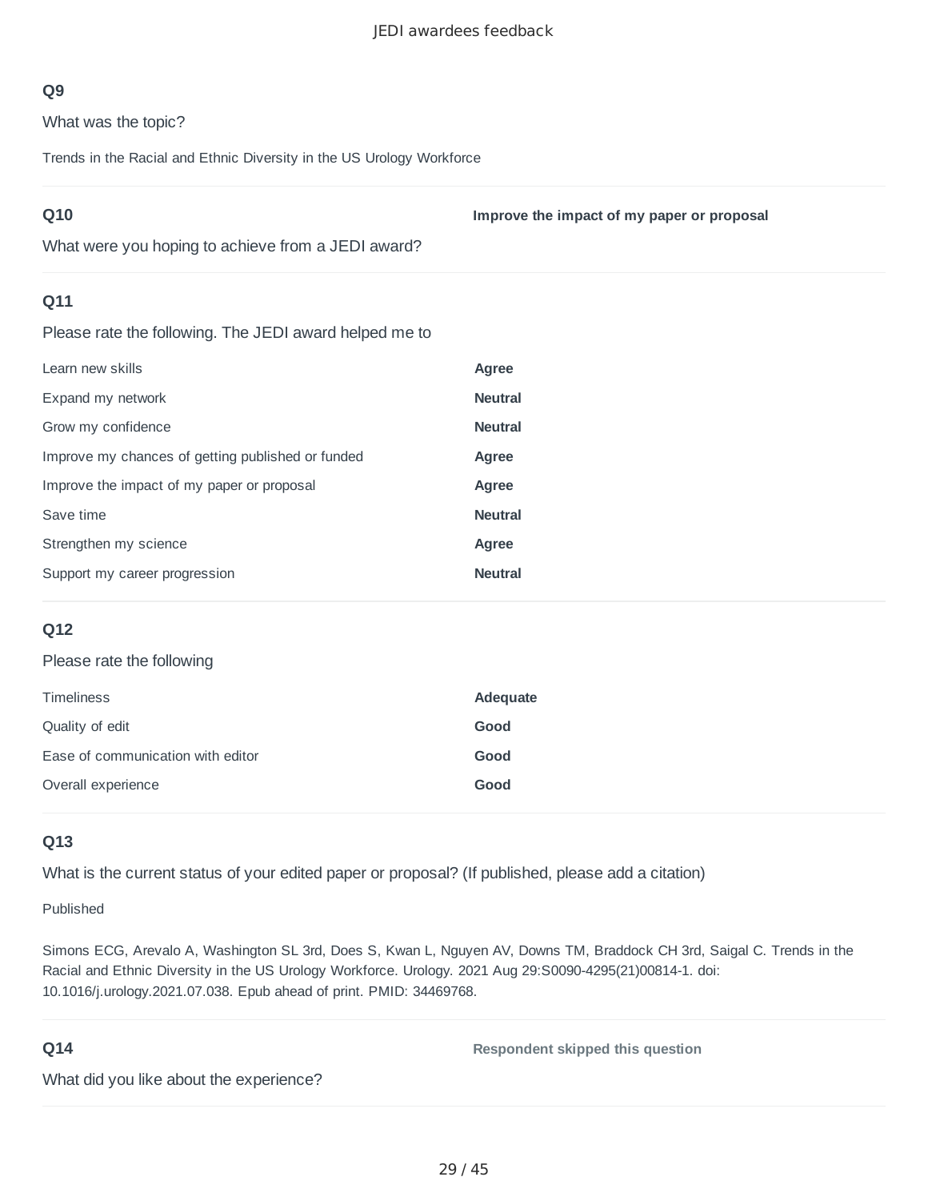### Q9

What was the topic?

Trends in the Racial and Ethnic Diversity in the US Urology Workforce

### Q10

What were you hoping to achieve from a JEDI award?

**Improve the impact of my paper or proposal**

### Q11

Please rate the following. The JEDI award helped me to

| | |
|---|---|
| Learn new skills | **Agree** |
| Expand my network | **Neutral** |
| Grow my confidence | **Neutral** |
| Improve my chances of getting published or funded | **Agree** |
| Improve the impact of my paper or proposal | **Agree** |
| Save time | **Neutral** |
| Strengthen my science | **Agree** |
| Support my career progression | **Neutral** |

### Q12

Please rate the following

| | |
|---|---|
| Timeliness | **Adequate** |
| Quality of edit | **Good** |
| Ease of communication with editor | **Good** |
| Overall experience | **Good** |

### Q13

What is the current status of your edited paper or proposal? (If published, please add a citation)

Published

Simons ECG, Arevalo A, Washington SL 3rd, Does S, Kwan L, Nguyen AV, Downs TM, Braddock CH 3rd, Saigal C. Trends in the Racial and Ethnic Diversity in the US Urology Workforce. Urology. 2021 Aug 29:S0090-4295(21)00814-1. doi: 10.1016/j.urology.2021.07.038. Epub ahead of print. PMID: 34469768.

### Q14

What did you like about the experience?

**Respondent skipped this question**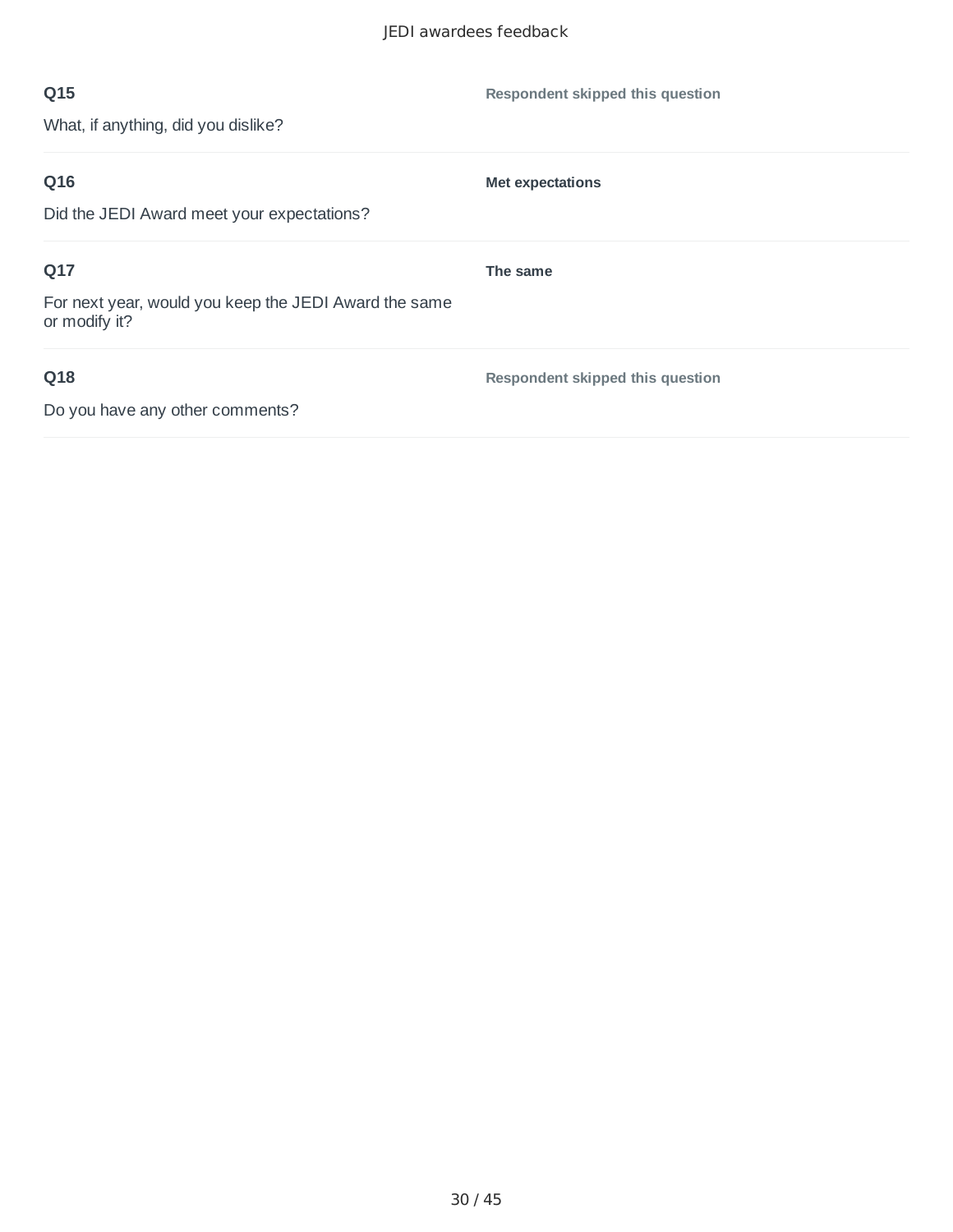**Q15**

What, if anything, did you dislike?

**Respondent skipped this question**

---

**Q16**

Did the JEDI Award meet your expectations?

**Met expectations**

---

**Q17**

For next year, would you keep the JEDI Award the same or modify it?

**The same**

---

**Q18**

Do you have any other comments?

**Respondent skipped this question**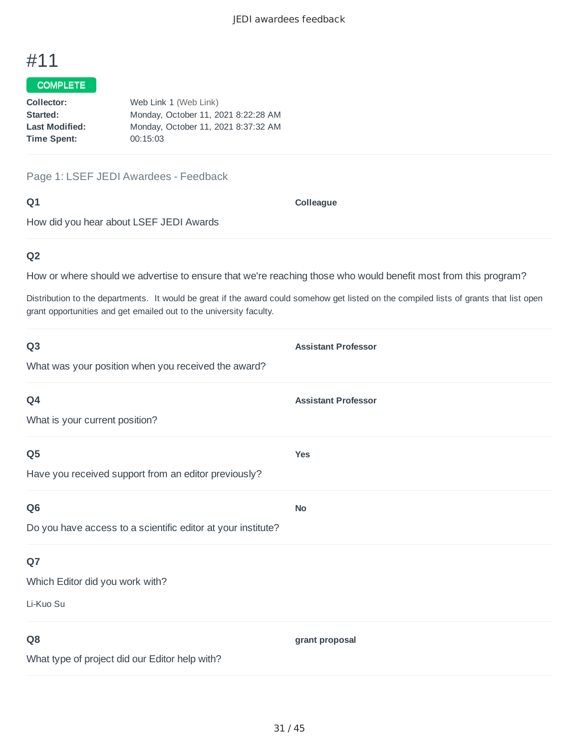# #11

**COMPLETE**

**Collector:** Web Link 1 (Web Link)
**Started:** Monday, October 11, 2021 8:22:28 AM
**Last Modified:** Monday, October 11, 2021 8:37:32 AM
**Time Spent:** 00:15:03

Page 1: LSEF JEDI Awardees - Feedback

**Q1**

How did you hear about LSEF JEDI Awards

**Colleague**

**Q2**

How or where should we advertise to ensure that we're reaching those who would benefit most from this program?

Distribution to the departments. It would be great if the award could somehow get listed on the compiled lists of grants that list open grant opportunities and get emailed out to the university faculty.

**Q3**

What was your position when you received the award?

**Assistant Professor**

**Q4**

What is your current position?

**Assistant Professor**

**Q5**

Have you received support from an editor previously?

**Yes**

**Q6**

Do you have access to a scientific editor at your institute?

**No**

**Q7**

Which Editor did you work with?

Li-Kuo Su

**Q8**

What type of project did our Editor help with?

**grant proposal**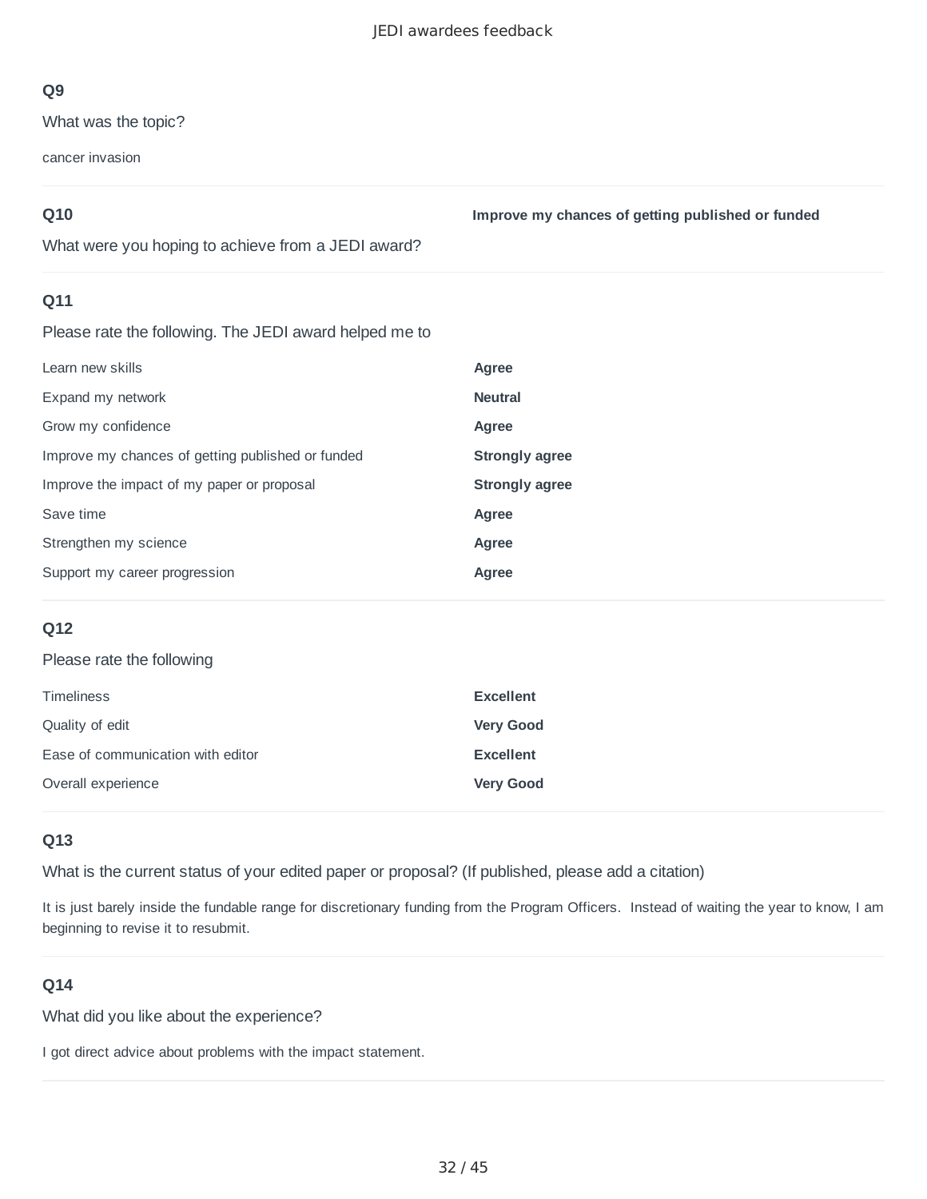### Q9

What was the topic?

cancer invasion

### Q10

What were you hoping to achieve from a JEDI award?

**Improve my chances of getting published or funded**

### Q11

Please rate the following. The JEDI award helped me to

| | |
|---|---|
| Learn new skills | **Agree** |
| Expand my network | **Neutral** |
| Grow my confidence | **Agree** |
| Improve my chances of getting published or funded | **Strongly agree** |
| Improve the impact of my paper or proposal | **Strongly agree** |
| Save time | **Agree** |
| Strengthen my science | **Agree** |
| Support my career progression | **Agree** |

### Q12

Please rate the following

| | |
|---|---|
| Timeliness | **Excellent** |
| Quality of edit | **Very Good** |
| Ease of communication with editor | **Excellent** |
| Overall experience | **Very Good** |

### Q13

What is the current status of your edited paper or proposal? (If published, please add a citation)

It is just barely inside the fundable range for discretionary funding from the Program Officers.  Instead of waiting the year to know, I am beginning to revise it to resubmit.

### Q14

What did you like about the experience?

I got direct advice about problems with the impact statement.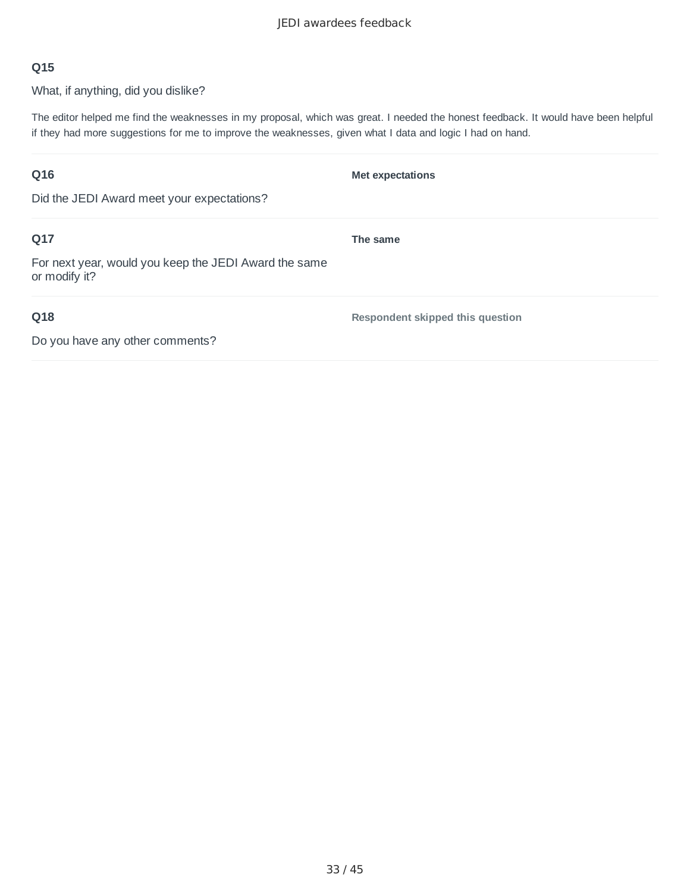**Q15**

What, if anything, did you dislike?

The editor helped me find the weaknesses in my proposal, which was great. I needed the honest feedback. It would have been helpful if they had more suggestions for me to improve the weaknesses, given what I data and logic I had on hand.

**Q16**

Did the JEDI Award meet your expectations?

**Met expectations**

**Q17**

For next year, would you keep the JEDI Award the same or modify it?

**The same**

**Q18**

Do you have any other comments?

**Respondent skipped this question**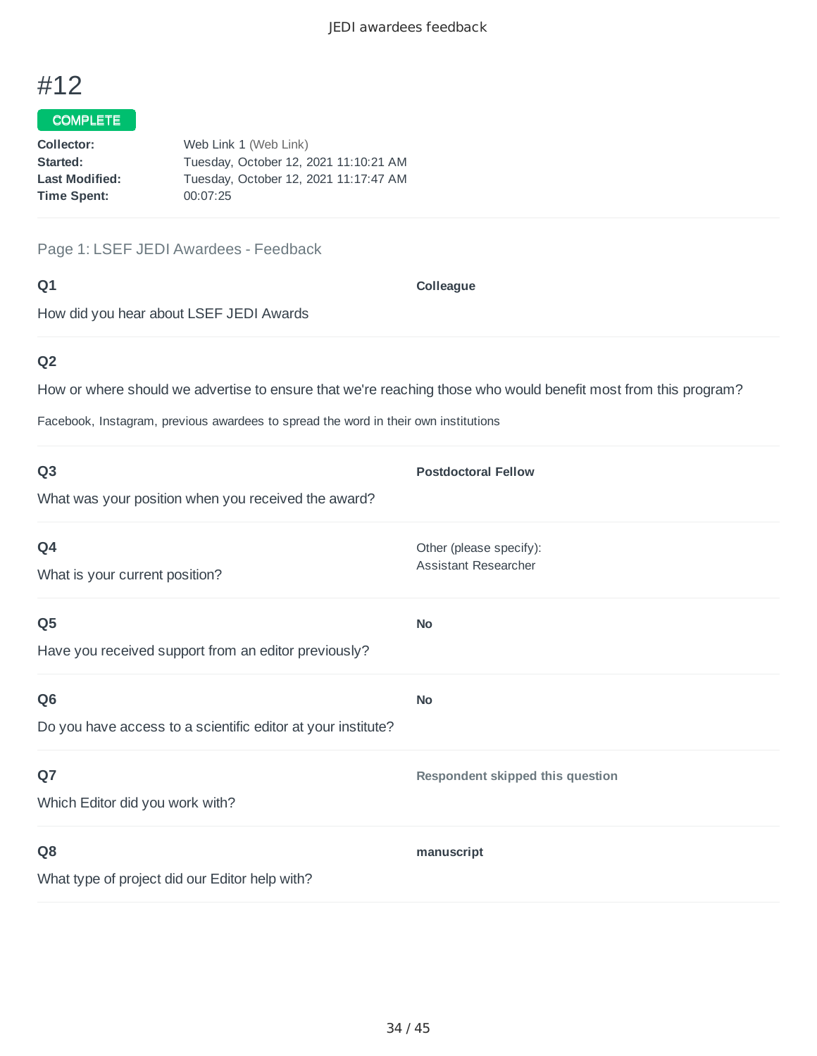# #12

**COMPLETE**

**Collector:** Web Link 1 (Web Link)
**Started:** Tuesday, October 12, 2021 11:10:21 AM
**Last Modified:** Tuesday, October 12, 2021 11:17:47 AM
**Time Spent:** 00:07:25

## Page 1: LSEF JEDI Awardees - Feedback

**Q1**

How did you hear about LSEF JEDI Awards

**Colleague**

**Q2**

How or where should we advertise to ensure that we're reaching those who would benefit most from this program?

Facebook, Instagram, previous awardees to spread the word in their own institutions

**Q3**

What was your position when you received the award?

**Postdoctoral Fellow**

**Q4**

What is your current position?

Other (please specify):
Assistant Researcher

**Q5**

Have you received support from an editor previously?

**No**

**Q6**

Do you have access to a scientific editor at your institute?

**No**

**Q7**

Which Editor did you work with?

**Respondent skipped this question**

**Q8**

What type of project did our Editor help with?

**manuscript**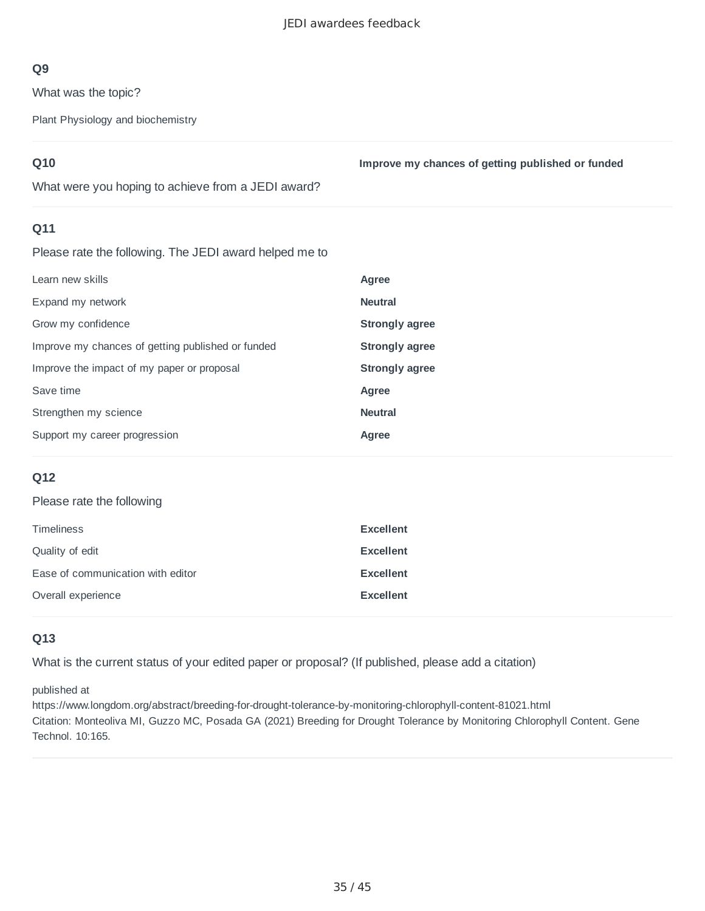## Q9

What was the topic?

Plant Physiology and biochemistry

## Q10

What were you hoping to achieve from a JEDI award?

**Improve my chances of getting published or funded**

## Q11

Please rate the following. The JEDI award helped me to

| | |
|---|---|
| Learn new skills | **Agree** |
| Expand my network | **Neutral** |
| Grow my confidence | **Strongly agree** |
| Improve my chances of getting published or funded | **Strongly agree** |
| Improve the impact of my paper or proposal | **Strongly agree** |
| Save time | **Agree** |
| Strengthen my science | **Neutral** |
| Support my career progression | **Agree** |

## Q12

Please rate the following

| | |
|---|---|
| Timeliness | **Excellent** |
| Quality of edit | **Excellent** |
| Ease of communication with editor | **Excellent** |
| Overall experience | **Excellent** |

## Q13

What is the current status of your edited paper or proposal? (If published, please add a citation)

published at
https://www.longdom.org/abstract/breeding-for-drought-tolerance-by-monitoring-chlorophyll-content-81021.html
Citation: Monteoliva MI, Guzzo MC, Posada GA (2021) Breeding for Drought Tolerance by Monitoring Chlorophyll Content. Gene Technol. 10:165.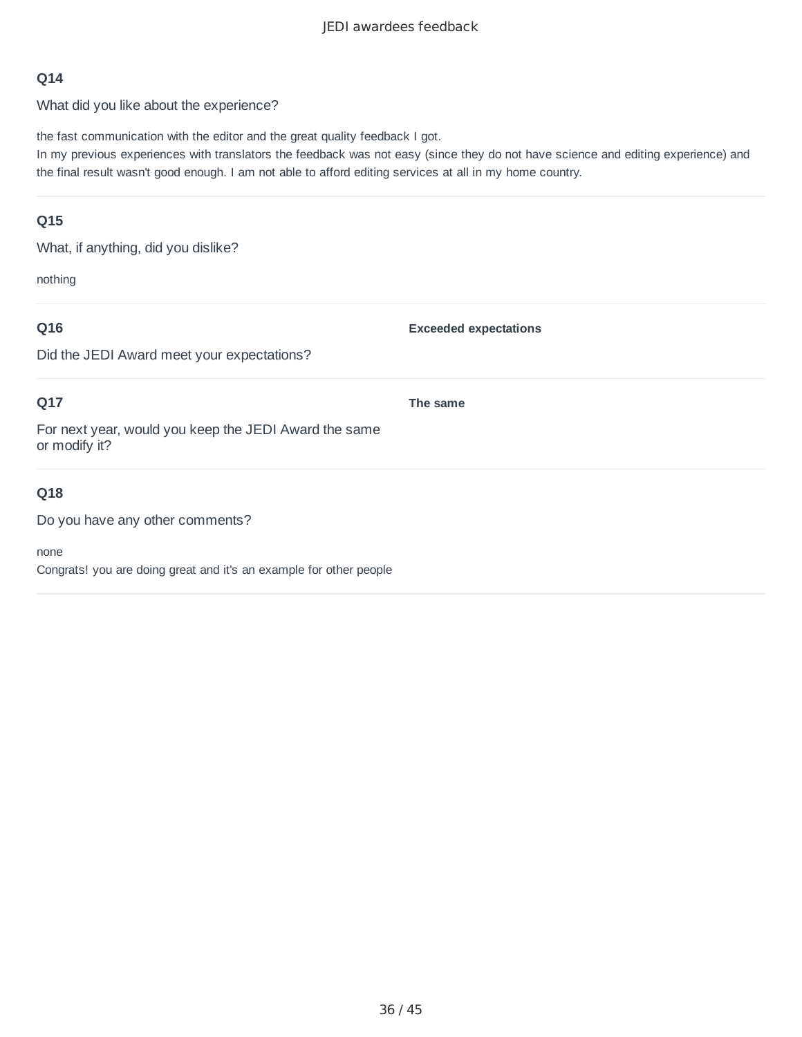**Q14**

What did you like about the experience?

the fast communication with the editor and the great quality feedback I got.
In my previous experiences with translators the feedback was not easy (since they do not have science and editing experience) and the final result wasn't good enough. I am not able to afford editing services at all in my home country.

---

**Q15**

What, if anything, did you dislike?

nothing

---

**Q16**

Did the JEDI Award meet your expectations?

**Exceeded expectations**

---

**Q17**

For next year, would you keep the JEDI Award the same or modify it?

**The same**

---

**Q18**

Do you have any other comments?

none
Congrats! you are doing great and it's an example for other people

---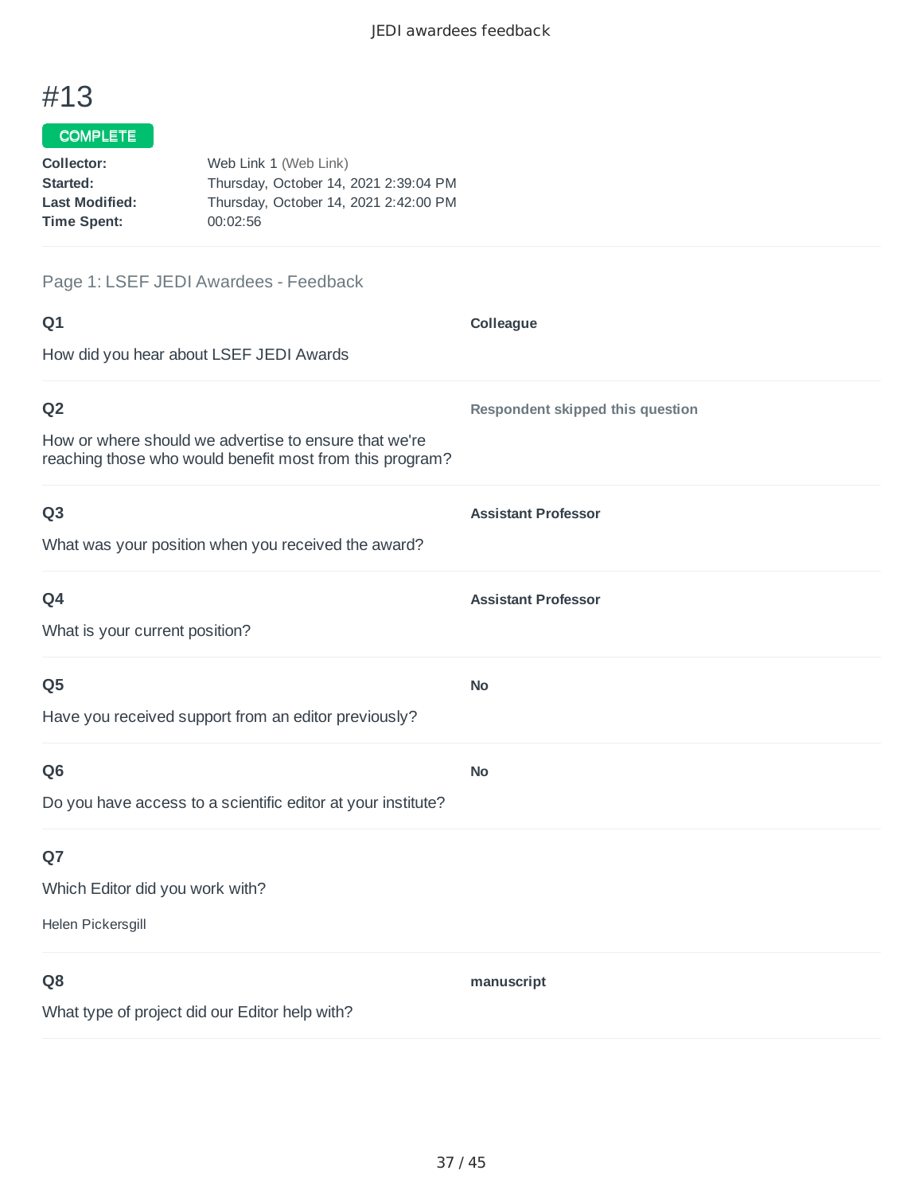# #13

**COMPLETE**

**Collector:** Web Link 1 (Web Link)
**Started:** Thursday, October 14, 2021 2:39:04 PM
**Last Modified:** Thursday, October 14, 2021 2:42:00 PM
**Time Spent:** 00:02:56

## Page 1: LSEF JEDI Awardees - Feedback

### Q1

How did you hear about LSEF JEDI Awards

**Colleague**

### Q2

How or where should we advertise to ensure that we're reaching those who would benefit most from this program?

**Respondent skipped this question**

### Q3

What was your position when you received the award?

**Assistant Professor**

### Q4

What is your current position?

**Assistant Professor**

### Q5

Have you received support from an editor previously?

**No**

### Q6

Do you have access to a scientific editor at your institute?

**No**

### Q7

Which Editor did you work with?

Helen Pickersgill

### Q8

What type of project did our Editor help with?

**manuscript**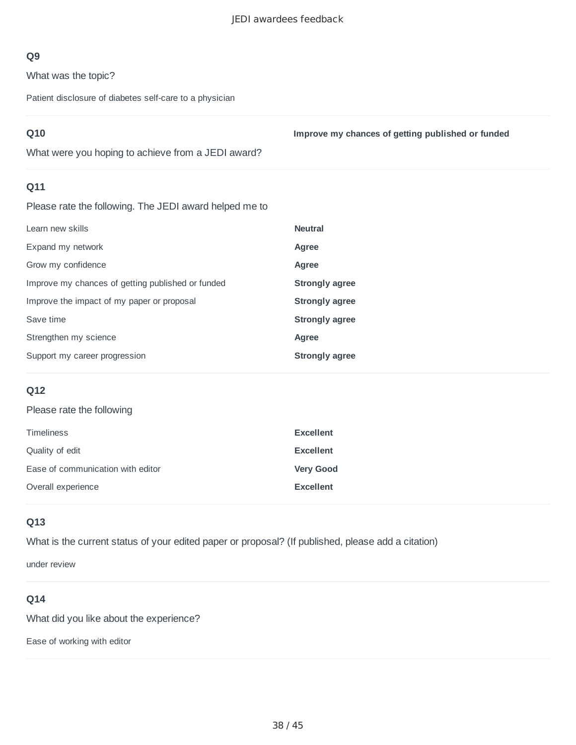**Q9**

What was the topic?

Patient disclosure of diabetes self-care to a physician

---

**Q10**

What were you hoping to achieve from a JEDI award?

**Improve my chances of getting published or funded**

---

**Q11**

Please rate the following. The JEDI award helped me to

| | |
|---|---|
| Learn new skills | **Neutral** |
| Expand my network | **Agree** |
| Grow my confidence | **Agree** |
| Improve my chances of getting published or funded | **Strongly agree** |
| Improve the impact of my paper or proposal | **Strongly agree** |
| Save time | **Strongly agree** |
| Strengthen my science | **Agree** |
| Support my career progression | **Strongly agree** |

---

**Q12**

Please rate the following

| | |
|---|---|
| Timeliness | **Excellent** |
| Quality of edit | **Excellent** |
| Ease of communication with editor | **Very Good** |
| Overall experience | **Excellent** |

---

**Q13**

What is the current status of your edited paper or proposal? (If published, please add a citation)

under review

---

**Q14**

What did you like about the experience?

Ease of working with editor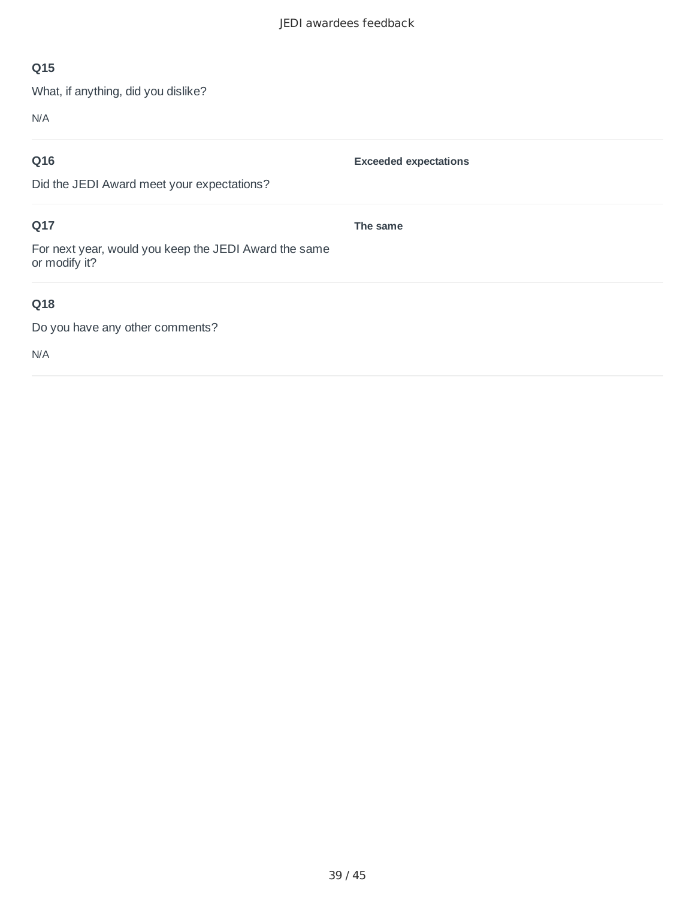**Q15**

What, if anything, did you dislike?

N/A

---

**Q16**

Did the JEDI Award meet your expectations?

**Exceeded expectations**

---

**Q17**

For next year, would you keep the JEDI Award the same or modify it?

**The same**

---

**Q18**

Do you have any other comments?

N/A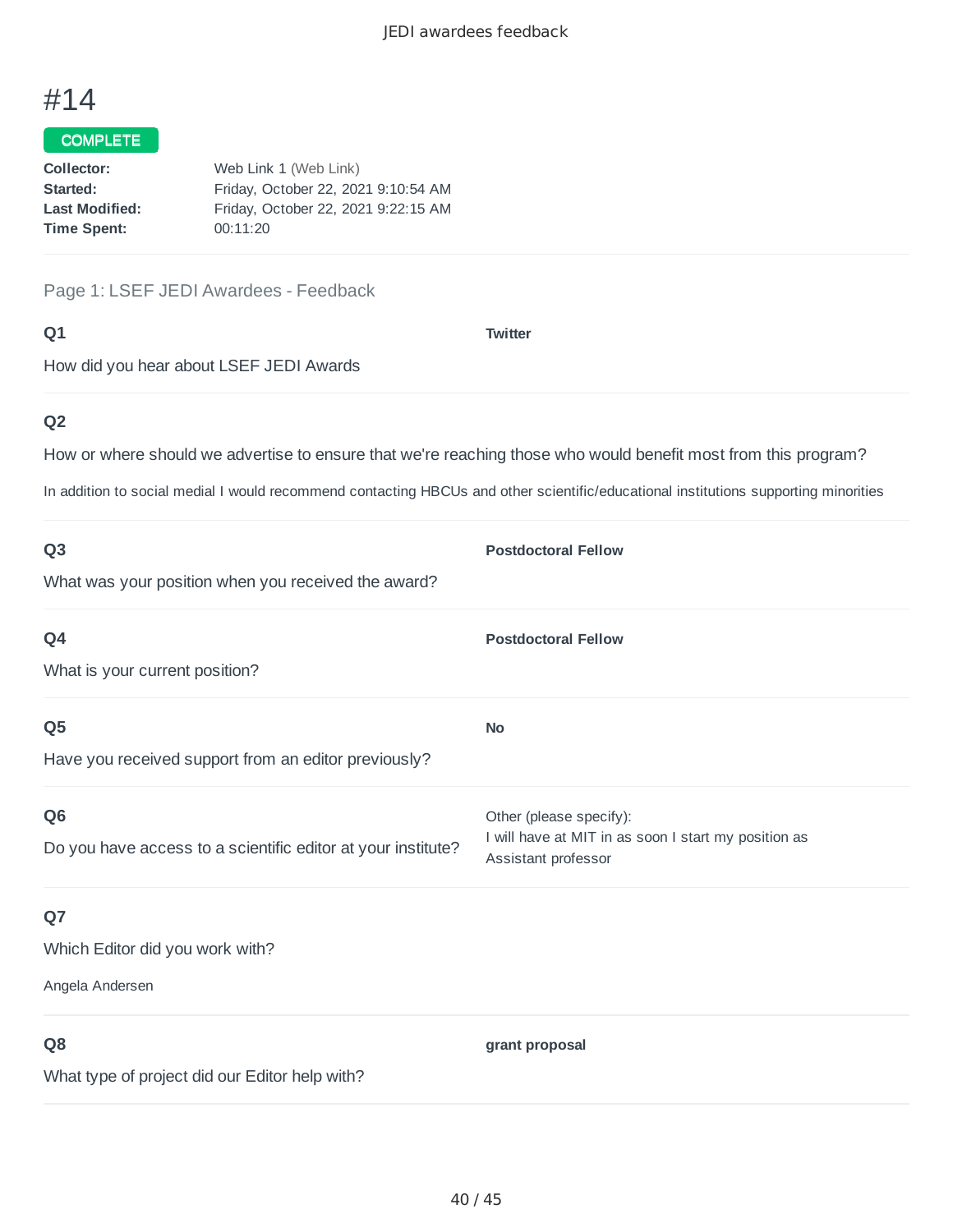# #14

**COMPLETE**

**Collector:** Web Link 1 (Web Link)
**Started:** Friday, October 22, 2021 9:10:54 AM
**Last Modified:** Friday, October 22, 2021 9:22:15 AM
**Time Spent:** 00:11:20

## Page 1: LSEF JEDI Awardees - Feedback

### Q1

How did you hear about LSEF JEDI Awards

**Twitter**

### Q2

How or where should we advertise to ensure that we're reaching those who would benefit most from this program?

In addition to social medial I would recommend contacting HBCUs and other scientific/educational institutions supporting minorities

### Q3

What was your position when you received the award?

**Postdoctoral Fellow**

### Q4

What is your current position?

**Postdoctoral Fellow**

### Q5

Have you received support from an editor previously?

**No**

### Q6

Do you have access to a scientific editor at your institute?

Other (please specify):
I will have at MIT in as soon I start my position as Assistant professor

### Q7

Which Editor did you work with?

Angela Andersen

### Q8

What type of project did our Editor help with?

**grant proposal**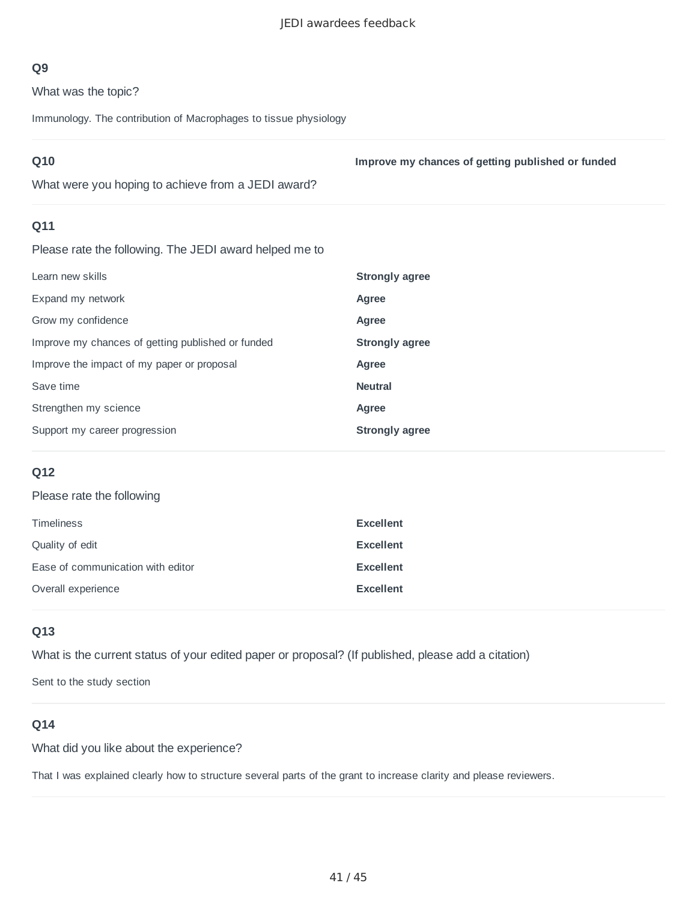### Q9

What was the topic?

Immunology. The contribution of Macrophages to tissue physiology

### Q10

What were you hoping to achieve from a JEDI award?

**Improve my chances of getting published or funded**

### Q11

Please rate the following. The JEDI award helped me to

| | |
|---|---|
| Learn new skills | **Strongly agree** |
| Expand my network | **Agree** |
| Grow my confidence | **Agree** |
| Improve my chances of getting published or funded | **Strongly agree** |
| Improve the impact of my paper or proposal | **Agree** |
| Save time | **Neutral** |
| Strengthen my science | **Agree** |
| Support my career progression | **Strongly agree** |

### Q12

Please rate the following

| | |
|---|---|
| Timeliness | **Excellent** |
| Quality of edit | **Excellent** |
| Ease of communication with editor | **Excellent** |
| Overall experience | **Excellent** |

### Q13

What is the current status of your edited paper or proposal? (If published, please add a citation)

Sent to the study section

### Q14

What did you like about the experience?

That I was explained clearly how to structure several parts of the grant to increase clarity and please reviewers.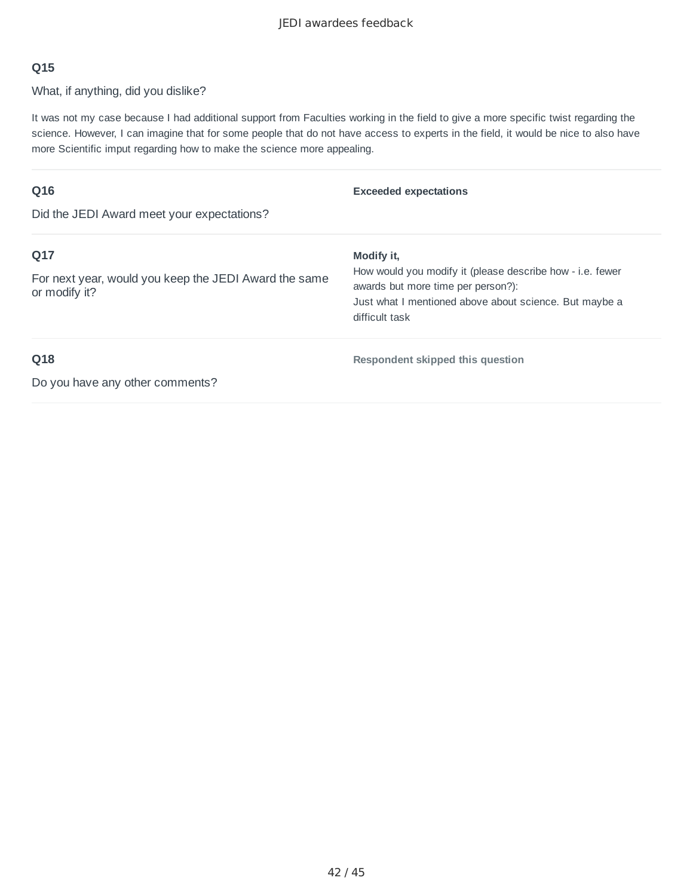**Q15**

What, if anything, did you dislike?

It was not my case because I had additional support from Faculties working in the field to give a more specific twist regarding the science. However, I can imagine that for some people that do not have access to experts in the field, it would be nice to also have more Scientific imput regarding how to make the science more appealing.

**Q16**

Did the JEDI Award meet your expectations?

**Exceeded expectations**

**Q17**

For next year, would you keep the JEDI Award the same or modify it?

**Modify it,**

How would you modify it (please describe how - i.e. fewer awards but more time per person?):

Just what I mentioned above about science. But maybe a difficult task

**Q18**

Do you have any other comments?

**Respondent skipped this question**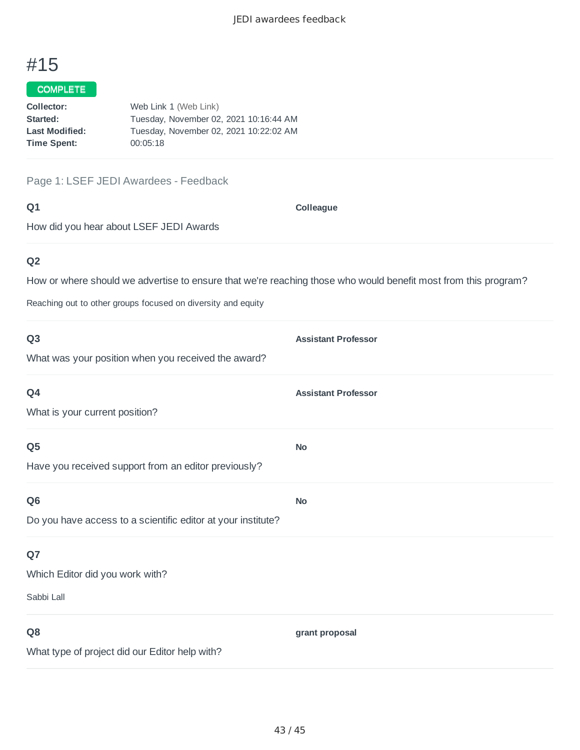# #15

COMPLETE

**Collector:** Web Link 1 (Web Link)
**Started:** Tuesday, November 02, 2021 10:16:44 AM
**Last Modified:** Tuesday, November 02, 2021 10:22:02 AM
**Time Spent:** 00:05:18

Page 1: LSEF JEDI Awardees - Feedback

**Q1**

How did you hear about LSEF JEDI Awards

**Colleague**

**Q2**

How or where should we advertise to ensure that we're reaching those who would benefit most from this program?

Reaching out to other groups focused on diversity and equity

**Q3**

What was your position when you received the award?

**Assistant Professor**

**Q4**

What is your current position?

**Assistant Professor**

**Q5**

Have you received support from an editor previously?

**No**

**Q6**

Do you have access to a scientific editor at your institute?

**No**

**Q7**

Which Editor did you work with?

Sabbi Lall

**Q8**

What type of project did our Editor help with?

**grant proposal**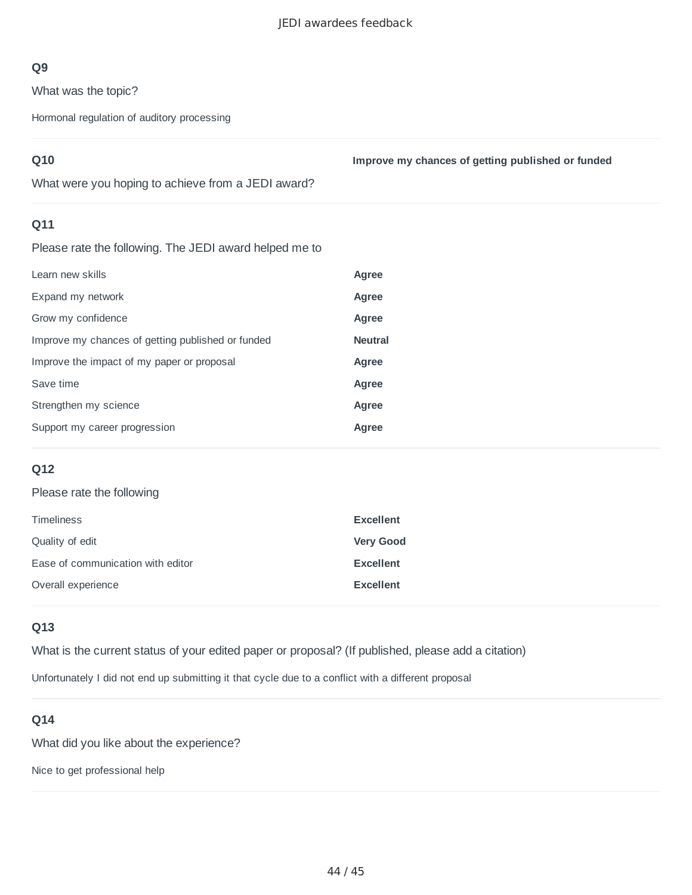### Q9

What was the topic?

Hormonal regulation of auditory processing

### Q10

What were you hoping to achieve from a JEDI award?

**Improve my chances of getting published or funded**

### Q11

Please rate the following. The JEDI award helped me to

| | |
|---|---|
| Learn new skills | **Agree** |
| Expand my network | **Agree** |
| Grow my confidence | **Agree** |
| Improve my chances of getting published or funded | **Neutral** |
| Improve the impact of my paper or proposal | **Agree** |
| Save time | **Agree** |
| Strengthen my science | **Agree** |
| Support my career progression | **Agree** |

### Q12

Please rate the following

| | |
|---|---|
| Timeliness | **Excellent** |
| Quality of edit | **Very Good** |
| Ease of communication with editor | **Excellent** |
| Overall experience | **Excellent** |

### Q13

What is the current status of your edited paper or proposal? (If published, please add a citation)

Unfortunately I did not end up submitting it that cycle due to a conflict with a different proposal

### Q14

What did you like about the experience?

Nice to get professional help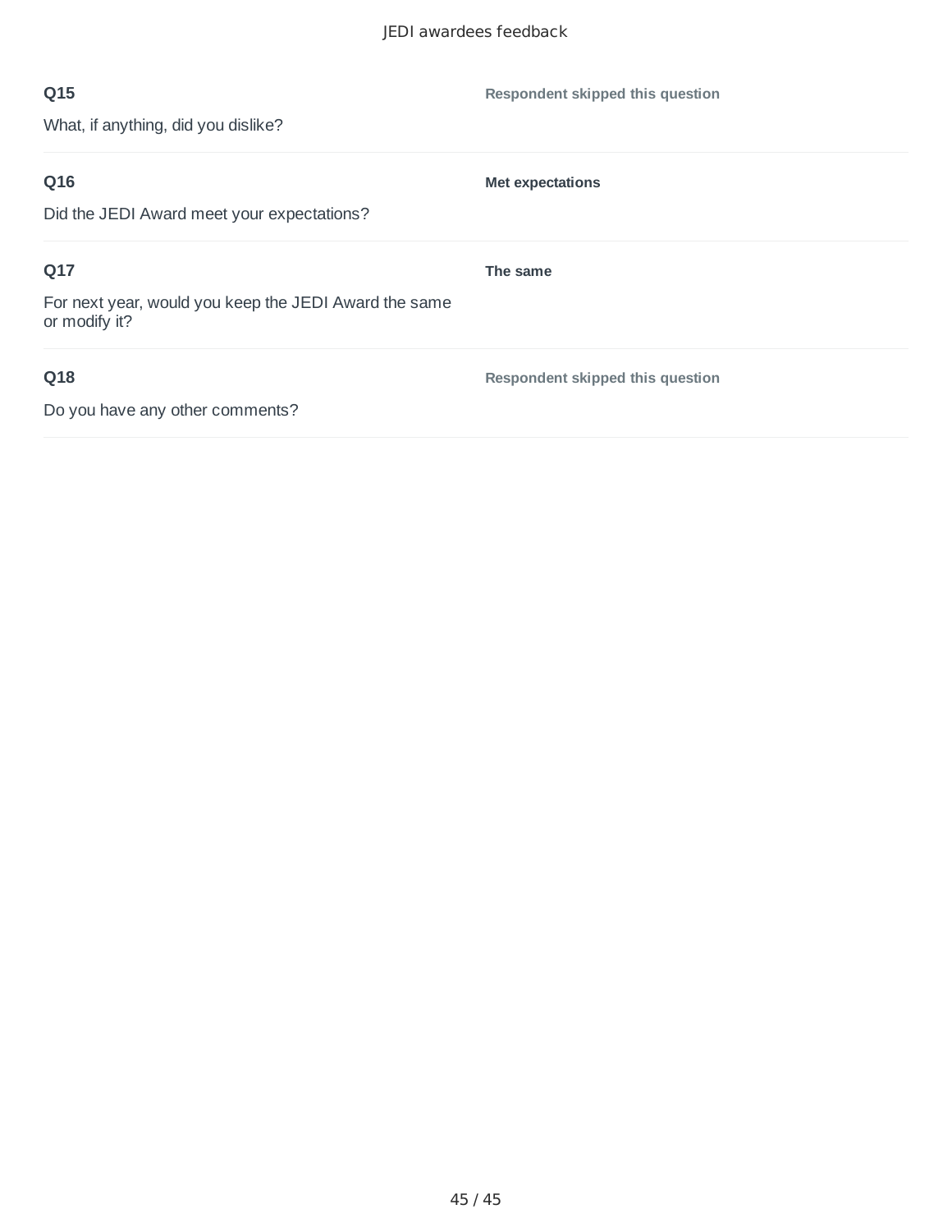**Q15**

What, if anything, did you dislike?

**Respondent skipped this question**

---

**Q16**

Did the JEDI Award meet your expectations?

**Met expectations**

---

**Q17**

For next year, would you keep the JEDI Award the same or modify it?

**The same**

---

**Q18**

Do you have any other comments?

**Respondent skipped this question**